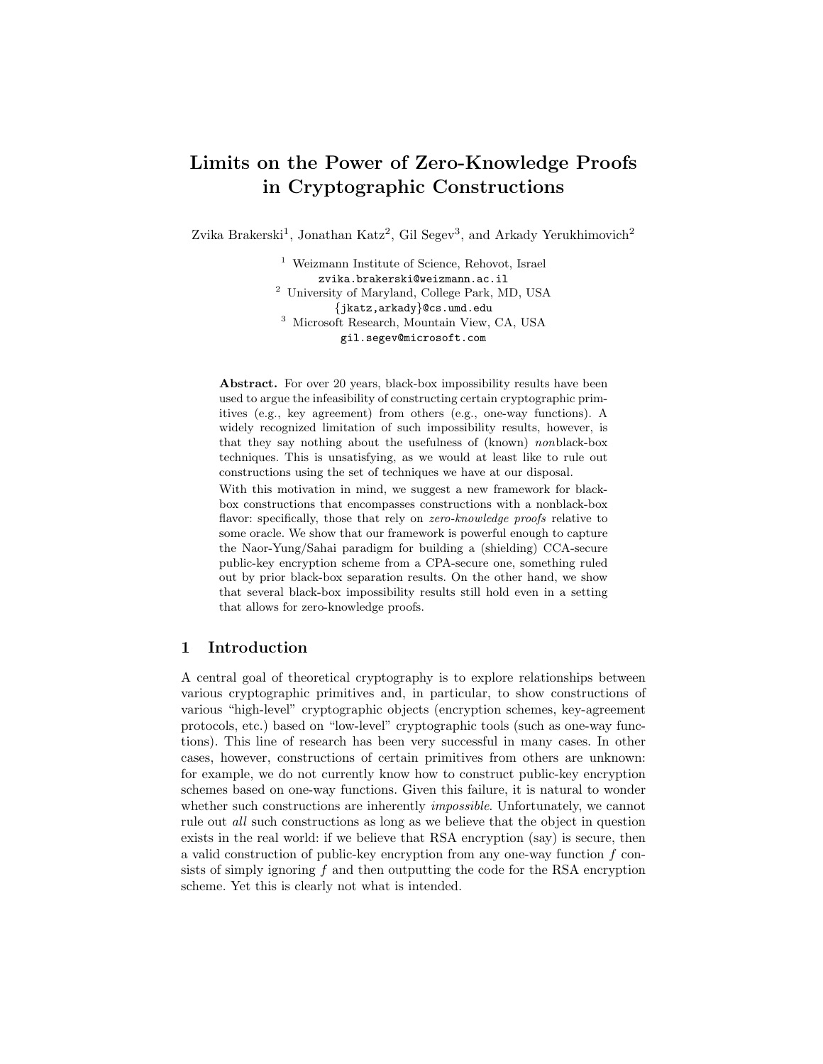# Limits on the Power of Zero-Knowledge Proofs in Cryptographic Constructions

Zvika Brakerski[1], Jonathan Katz[2], Gil Segev[3], and Arkady Yerukhimovich[2]

[1] Weizmann Institute of Science, Rehovot, Israel
zvika.brakerski@weizmann.ac.il

[2] University of Maryland, College Park, MD, USA
{jkatz,arkady}@cs.umd.edu

[3] Microsoft Research, Mountain View, CA, USA
gil.segev@microsoft.com

**Abstract.** For over 20 years, black-box impossibility results have been used to argue the infeasibility of constructing certain cryptographic primitives (e.g., key agreement) from others (e.g., one-way functions). A widely recognized limitation of such impossibility results, however, is that they say nothing about the usefulness of (known) *non*black-box techniques. This is unsatisfying, as we would at least like to rule out constructions using the set of techniques we have at our disposal.

With this motivation in mind, we suggest a new framework for black-box constructions that encompasses constructions with a nonblack-box flavor: specifically, those that rely on *zero-knowledge proofs* relative to some oracle. We show that our framework is powerful enough to capture the Naor-Yung/Sahai paradigm for building a (shielding) CCA-secure public-key encryption scheme from a CPA-secure one, something ruled out by prior black-box separation results. On the other hand, we show that several black-box impossibility results still hold even in a setting that allows for zero-knowledge proofs.

## 1 Introduction

A central goal of theoretical cryptography is to explore relationships between various cryptographic primitives and, in particular, to show constructions of various "high-level" cryptographic objects (encryption schemes, key-agreement protocols, etc.) based on "low-level" cryptographic tools (such as one-way functions). This line of research has been very successful in many cases. In other cases, however, constructions of certain primitives from others are unknown: for example, we do not currently know how to construct public-key encryption schemes based on one-way functions. Given this failure, it is natural to wonder whether such constructions are inherently *impossible*. Unfortunately, we cannot rule out *all* such constructions as long as we believe that the object in question exists in the real world: if we believe that RSA encryption (say) is secure, then a valid construction of public-key encryption from any one-way function $f$ consists of simply ignoring $f$ and then outputting the code for the RSA encryption scheme. Yet this is clearly not what is intended.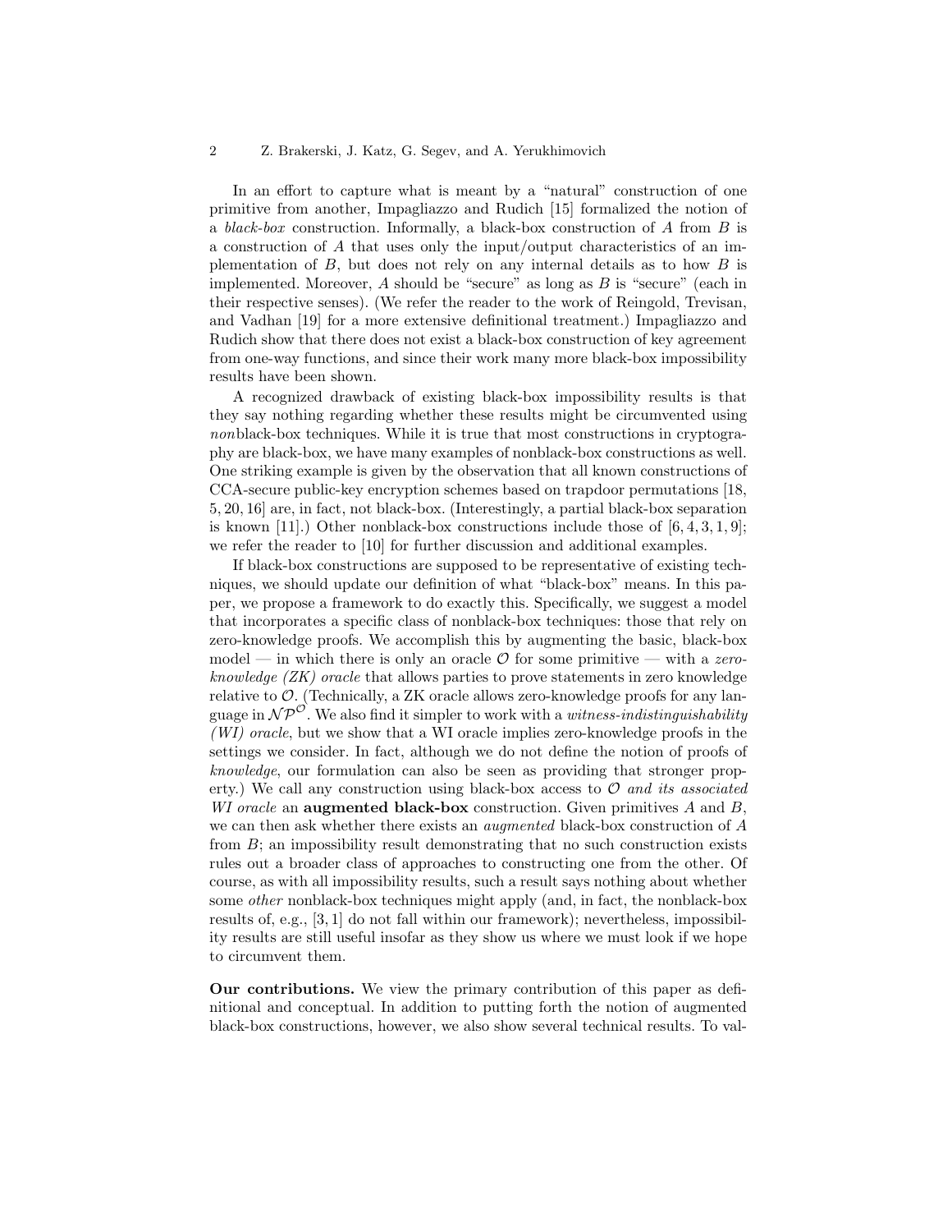In an effort to capture what is meant by a "natural" construction of one primitive from another, Impagliazzo and Rudich [15] formalized the notion of a *black-box* construction. Informally, a black-box construction of $A$ from $B$ is a construction of $A$ that uses only the input/output characteristics of an implementation of $B$, but does not rely on any internal details as to how $B$ is implemented. Moreover, $A$ should be "secure" as long as $B$ is "secure" (each in their respective senses). (We refer the reader to the work of Reingold, Trevisan, and Vadhan [19] for a more extensive definitional treatment.) Impagliazzo and Rudich show that there does not exist a black-box construction of key agreement from one-way functions, and since their work many more black-box impossibility results have been shown.

A recognized drawback of existing black-box impossibility results is that they say nothing regarding whether these results might be circumvented using *non*black-box techniques. While it is true that most constructions in cryptography are black-box, we have many examples of nonblack-box constructions as well. One striking example is given by the observation that all known constructions of CCA-secure public-key encryption schemes based on trapdoor permutations [18, 5, 20, 16] are, in fact, not black-box. (Interestingly, a partial black-box separation is known [11].) Other nonblack-box constructions include those of [6, 4, 3, 1, 9]; we refer the reader to [10] for further discussion and additional examples.

If black-box constructions are supposed to be representative of existing techniques, we should update our definition of what "black-box" means. In this paper, we propose a framework to do exactly this. Specifically, we suggest a model that incorporates a specific class of nonblack-box techniques: those that rely on zero-knowledge proofs. We accomplish this by augmenting the basic, black-box model — in which there is only an oracle $\mathcal{O}$ for some primitive — with a *zero-knowledge (ZK) oracle* that allows parties to prove statements in zero knowledge relative to $\mathcal{O}$. (Technically, a ZK oracle allows zero-knowledge proofs for any language in $\mathcal{NP}^{\mathcal{O}}$. We also find it simpler to work with a *witness-indistinguishability (WI) oracle*, but we show that a WI oracle implies zero-knowledge proofs in the settings we consider. In fact, although we do not define the notion of proofs of *knowledge*, our formulation can also be seen as providing that stronger property.) We call any construction using black-box access to $\mathcal{O}$ *and its associated WI oracle* an **augmented black-box** construction. Given primitives $A$ and $B$, we can then ask whether there exists an *augmented* black-box construction of $A$ from $B$; an impossibility result demonstrating that no such construction exists rules out a broader class of approaches to constructing one from the other. Of course, as with all impossibility results, such a result says nothing about whether some *other* nonblack-box techniques might apply (and, in fact, the nonblack-box results of, e.g., [3, 1] do not fall within our framework); nevertheless, impossibility results are still useful insofar as they show us where we must look if we hope to circumvent them.

**Our contributions.** We view the primary contribution of this paper as definitional and conceptual. In addition to putting forth the notion of augmented black-box constructions, however, we also show several technical results. To val-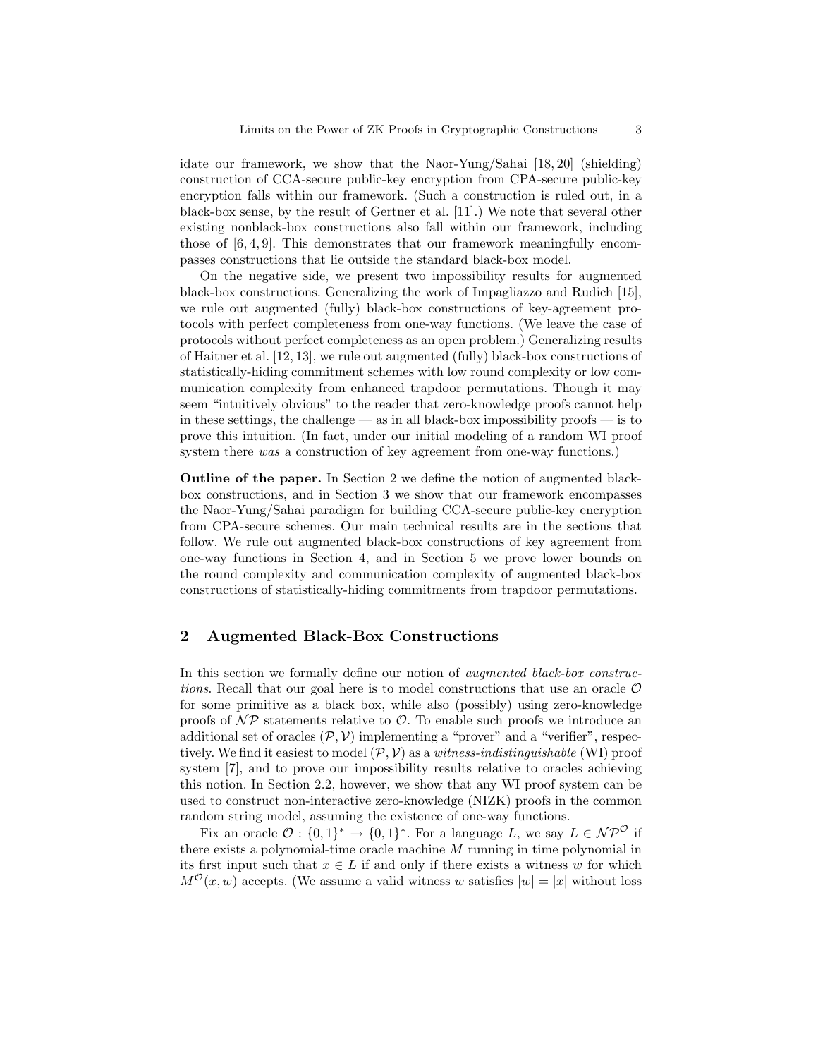idate our framework, we show that the Naor-Yung/Sahai [18, 20] (shielding) construction of CCA-secure public-key encryption from CPA-secure public-key encryption falls within our framework. (Such a construction is ruled out, in a black-box sense, by the result of Gertner et al. [11].) We note that several other existing nonblack-box constructions also fall within our framework, including those of [6, 4, 9]. This demonstrates that our framework meaningfully encompasses constructions that lie outside the standard black-box model.

On the negative side, we present two impossibility results for augmented black-box constructions. Generalizing the work of Impagliazzo and Rudich [15], we rule out augmented (fully) black-box constructions of key-agreement protocols with perfect completeness from one-way functions. (We leave the case of protocols without perfect completeness as an open problem.) Generalizing results of Haitner et al. [12, 13], we rule out augmented (fully) black-box constructions of statistically-hiding commitment schemes with low round complexity or low communication complexity from enhanced trapdoor permutations. Though it may seem "intuitively obvious" to the reader that zero-knowledge proofs cannot help in these settings, the challenge — as in all black-box impossibility proofs — is to prove this intuition. (In fact, under our initial modeling of a random WI proof system there *was* a construction of key agreement from one-way functions.)

**Outline of the paper.** In Section 2 we define the notion of augmented black-box constructions, and in Section 3 we show that our framework encompasses the Naor-Yung/Sahai paradigm for building CCA-secure public-key encryption from CPA-secure schemes. Our main technical results are in the sections that follow. We rule out augmented black-box constructions of key agreement from one-way functions in Section 4, and in Section 5 we prove lower bounds on the round complexity and communication complexity of augmented black-box constructions of statistically-hiding commitments from trapdoor permutations.

## 2 Augmented Black-Box Constructions

In this section we formally define our notion of *augmented black-box constructions*. Recall that our goal here is to model constructions that use an oracle $\mathcal{O}$ for some primitive as a black box, while also (possibly) using zero-knowledge proofs of $\mathcal{NP}$ statements relative to $\mathcal{O}$. To enable such proofs we introduce an additional set of oracles $(\mathcal{P}, \mathcal{V})$ implementing a "prover" and a "verifier", respectively. We find it easiest to model $(\mathcal{P}, \mathcal{V})$ as a *witness-indistinguishable* (WI) proof system [7], and to prove our impossibility results relative to oracles achieving this notion. In Section 2.2, however, we show that any WI proof system can be used to construct non-interactive zero-knowledge (NIZK) proofs in the common random string model, assuming the existence of one-way functions.

Fix an oracle $\mathcal{O} : \{0,1\}^* \to \{0,1\}^*$. For a language $L$, we say $L \in \mathcal{NP}^{\mathcal{O}}$ if there exists a polynomial-time oracle machine $M$ running in time polynomial in its first input such that $x \in L$ if and only if there exists a witness $w$ for which $M^{\mathcal{O}}(x, w)$ accepts. (We assume a valid witness $w$ satisfies $|w| = |x|$ without loss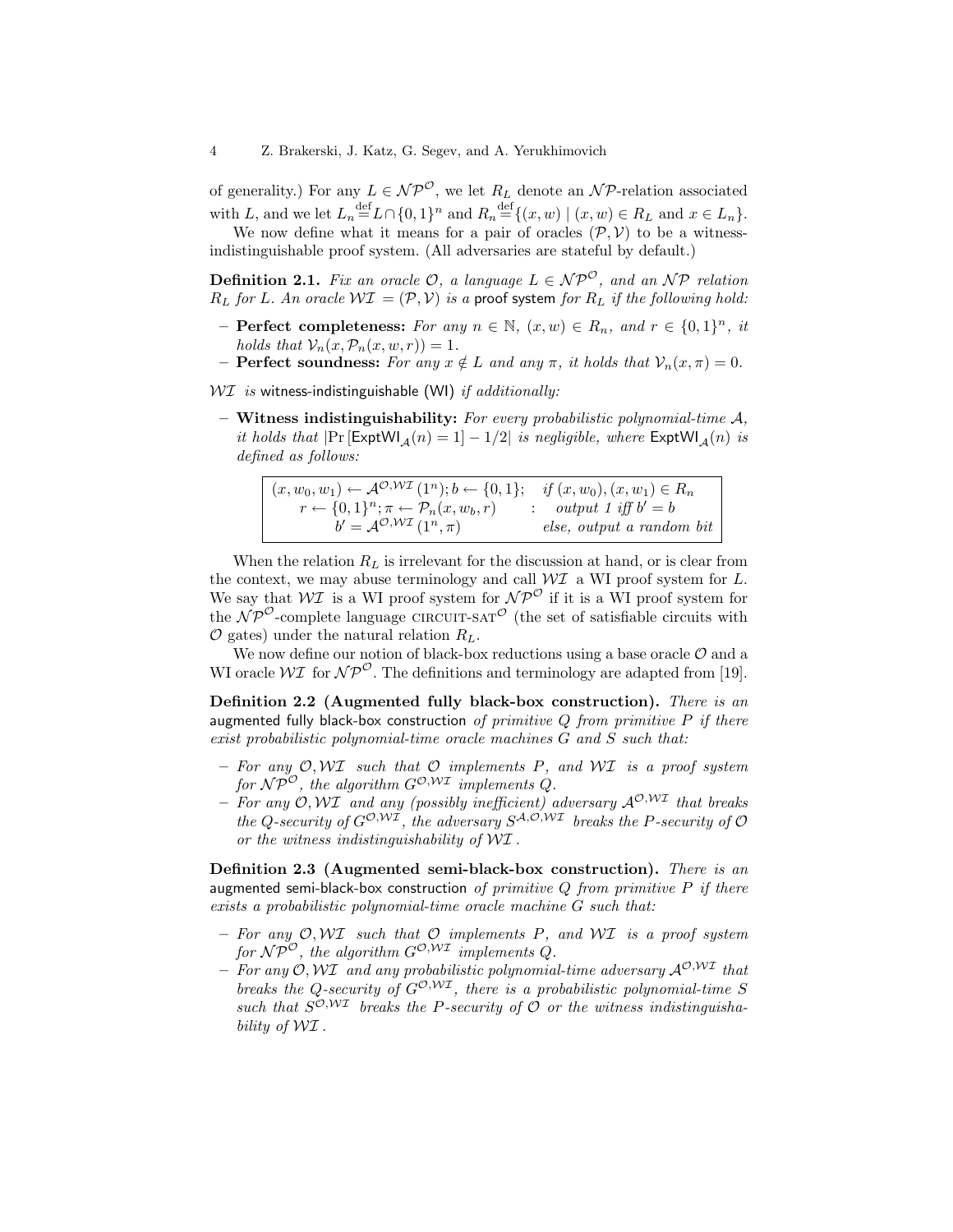of generality.) For any $L \in \mathcal{NP}^{\mathcal{O}}$, we let $R_L$ denote an $\mathcal{NP}$-relation associated with $L$, and we let $L_n \stackrel{\text{def}}{=} L \cap \{0,1\}^n$ and $R_n \stackrel{\text{def}}{=} \{(x,w) \mid (x,w) \in R_L \text{ and } x \in L_n\}$.

We now define what it means for a pair of oracles $(\mathcal{P}, \mathcal{V})$ to be a witness-indistinguishable proof system. (All adversaries are stateful by default.)

**Definition 2.1.** *Fix an oracle $\mathcal{O}$, a language $L \in \mathcal{NP}^{\mathcal{O}}$, and an $\mathcal{NP}$ relation $R_L$ for $L$. An oracle $\mathcal{WI} = (\mathcal{P}, \mathcal{V})$ is a* proof system *for $R_L$ if the following hold:*

- **Perfect completeness:** *For any $n \in \mathbb{N}$, $(x,w) \in R_n$, and $r \in \{0,1\}^n$, it holds that $\mathcal{V}_n(x, \mathcal{P}_n(x,w,r)) = 1$.*
- **Perfect soundness:** *For any $x \notin L$ and any $\pi$, it holds that $\mathcal{V}_n(x,\pi) = 0$.*

*$\mathcal{WI}$ is* witness-indistinguishable (WI) *if additionally:*

- **Witness indistinguishability:** *For every probabilistic polynomial-time $\mathcal{A}$, it holds that $|\Pr[\mathsf{ExptWI}_{\mathcal{A}}(n) = 1] - 1/2|$ is negligible, where $\mathsf{ExptWI}_{\mathcal{A}}(n)$ is defined as follows:*

| | | |
|---|---|---|
| $(x, w_0, w_1) \leftarrow \mathcal{A}^{\mathcal{O},\mathcal{WI}}(1^n); b \leftarrow \{0,1\};$ | | *if* $(x,w_0),(x,w_1) \in R_n$ |
| $r \leftarrow \{0,1\}^n; \pi \leftarrow \mathcal{P}_n(x, w_b, r)$ | : | *output 1 iff* $b' = b$ |
| $b' = \mathcal{A}^{\mathcal{O},\mathcal{WI}}(1^n, \pi)$ | | *else, output a random bit* |

When the relation $R_L$ is irrelevant for the discussion at hand, or is clear from the context, we may abuse terminology and call $\mathcal{WI}$ a WI proof system for $L$. We say that $\mathcal{WI}$ is a WI proof system for $\mathcal{NP}^{\mathcal{O}}$ if it is a WI proof system for the $\mathcal{NP}^{\mathcal{O}}$-complete language CIRCUIT-SAT$^{\mathcal{O}}$ (the set of satisfiable circuits with $\mathcal{O}$ gates) under the natural relation $R_L$.

We now define our notion of black-box reductions using a base oracle $\mathcal{O}$ and a WI oracle $\mathcal{WI}$ for $\mathcal{NP}^{\mathcal{O}}$. The definitions and terminology are adapted from [19].

**Definition 2.2 (Augmented fully black-box construction).** *There is an* augmented fully black-box construction *of primitive $Q$ from primitive $P$ if there exist probabilistic polynomial-time oracle machines $G$ and $S$ such that:*

- *For any $\mathcal{O}, \mathcal{WI}$ such that $\mathcal{O}$ implements $P$, and $\mathcal{WI}$ is a proof system for $\mathcal{NP}^{\mathcal{O}}$, the algorithm $G^{\mathcal{O},\mathcal{WI}}$ implements $Q$.*
- *For any $\mathcal{O}, \mathcal{WI}$ and any (possibly inefficient) adversary $\mathcal{A}^{\mathcal{O},\mathcal{WI}}$ that breaks the $Q$-security of $G^{\mathcal{O},\mathcal{WI}}$, the adversary $S^{\mathcal{A},\mathcal{O},\mathcal{WI}}$ breaks the $P$-security of $\mathcal{O}$ or the witness indistinguishability of $\mathcal{WI}$.*

**Definition 2.3 (Augmented semi-black-box construction).** *There is an* augmented semi-black-box construction *of primitive $Q$ from primitive $P$ if there exists a probabilistic polynomial-time oracle machine $G$ such that:*

- *For any $\mathcal{O}, \mathcal{WI}$ such that $\mathcal{O}$ implements $P$, and $\mathcal{WI}$ is a proof system for $\mathcal{NP}^{\mathcal{O}}$, the algorithm $G^{\mathcal{O},\mathcal{WI}}$ implements $Q$.*
- *For any $\mathcal{O}, \mathcal{WI}$ and any probabilistic polynomial-time adversary $\mathcal{A}^{\mathcal{O},\mathcal{WI}}$ that breaks the $Q$-security of $G^{\mathcal{O},\mathcal{WI}}$, there is a probabilistic polynomial-time $S$ such that $S^{\mathcal{O},\mathcal{WI}}$ breaks the $P$-security of $\mathcal{O}$ or the witness indistinguishability of $\mathcal{WI}$.*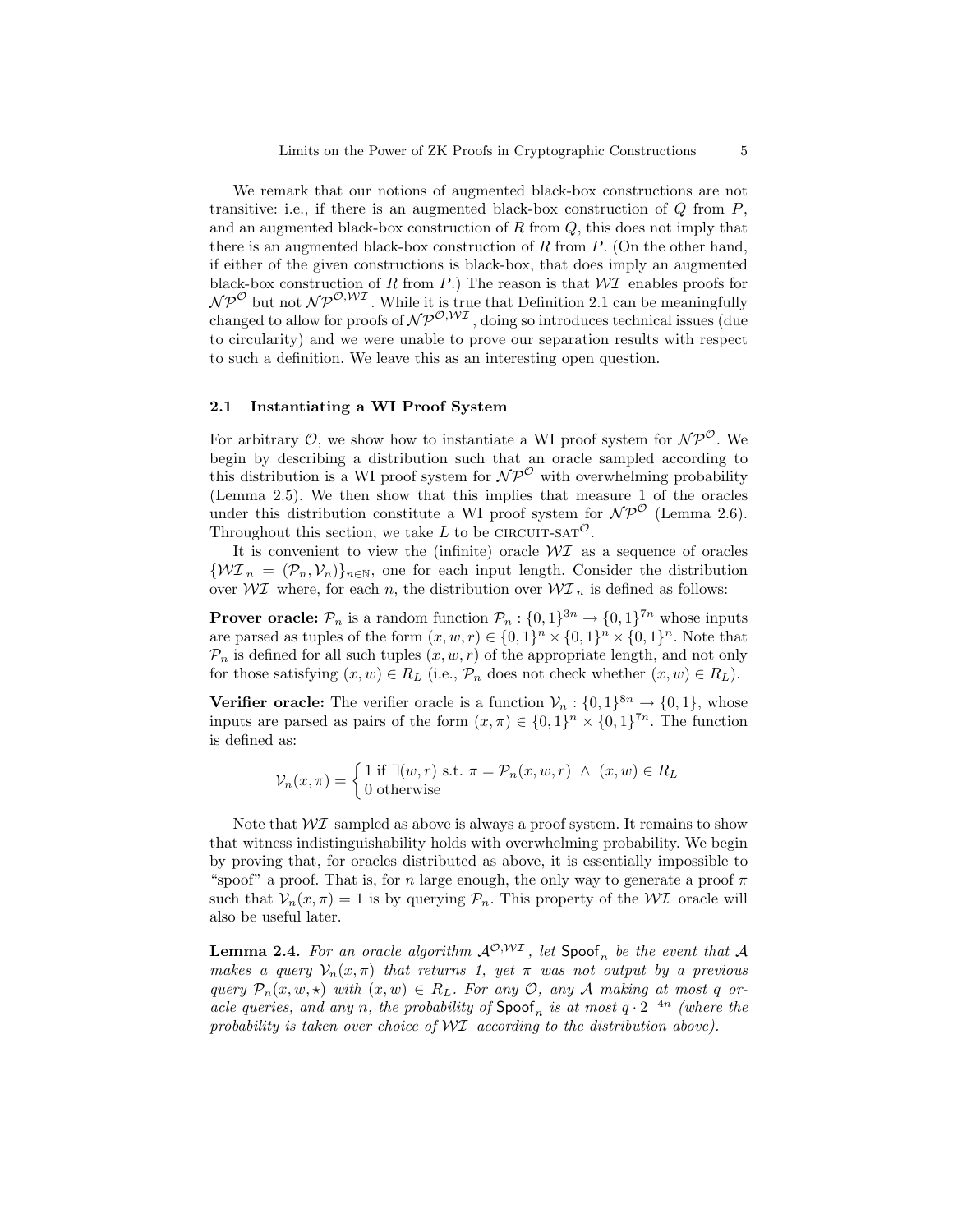We remark that our notions of augmented black-box constructions are not transitive: i.e., if there is an augmented black-box construction of $Q$ from $P$, and an augmented black-box construction of $R$ from $Q$, this does not imply that there is an augmented black-box construction of $R$ from $P$. (On the other hand, if either of the given constructions is black-box, that does imply an augmented black-box construction of $R$ from $P$.) The reason is that $\mathcal{WI}$ enables proofs for $\mathcal{NP}^{\mathcal{O}}$ but not $\mathcal{NP}^{\mathcal{O},\mathcal{WI}}$. While it is true that Definition 2.1 can be meaningfully changed to allow for proofs of $\mathcal{NP}^{\mathcal{O},\mathcal{WI}}$, doing so introduces technical issues (due to circularity) and we were unable to prove our separation results with respect to such a definition. We leave this as an interesting open question.

### 2.1 Instantiating a WI Proof System

For arbitrary $\mathcal{O}$, we show how to instantiate a WI proof system for $\mathcal{NP}^{\mathcal{O}}$. We begin by describing a distribution such that an oracle sampled according to this distribution is a WI proof system for $\mathcal{NP}^{\mathcal{O}}$ with overwhelming probability (Lemma 2.5). We then show that this implies that measure 1 of the oracles under this distribution constitute a WI proof system for $\mathcal{NP}^{\mathcal{O}}$ (Lemma 2.6). Throughout this section, we take $L$ to be CIRCUIT-SAT$^{\mathcal{O}}$.

It is convenient to view the (infinite) oracle $\mathcal{WI}$ as a sequence of oracles $\{\mathcal{WI}_n = (\mathcal{P}_n, \mathcal{V}_n)\}_{n\in\mathbb{N}}$, one for each input length. Consider the distribution over $\mathcal{WI}$ where, for each $n$, the distribution over $\mathcal{WI}_n$ is defined as follows:

**Prover oracle:** $\mathcal{P}_n$ is a random function $\mathcal{P}_n : \{0,1\}^{3n} \to \{0,1\}^{7n}$ whose inputs are parsed as tuples of the form $(x, w, r) \in \{0,1\}^n \times \{0,1\}^n \times \{0,1\}^n$. Note that $\mathcal{P}_n$ is defined for all such tuples $(x, w, r)$ of the appropriate length, and not only for those satisfying $(x, w) \in R_L$ (i.e., $\mathcal{P}_n$ does not check whether $(x, w) \in R_L$).

**Verifier oracle:** The verifier oracle is a function $\mathcal{V}_n : \{0,1\}^{8n} \to \{0,1\}$, whose inputs are parsed as pairs of the form $(x, \pi) \in \{0,1\}^n \times \{0,1\}^{7n}$. The function is defined as:

$$\mathcal{V}_n(x,\pi) = \begin{cases} 1 \text{ if } \exists (w,r) \text{ s.t. } \pi = \mathcal{P}_n(x,w,r) \ \wedge \ (x,w) \in R_L \\ 0 \text{ otherwise} \end{cases}$$

Note that $\mathcal{WI}$ sampled as above is always a proof system. It remains to show that witness indistinguishability holds with overwhelming probability. We begin by proving that, for oracles distributed as above, it is essentially impossible to "spoof" a proof. That is, for $n$ large enough, the only way to generate a proof $\pi$ such that $\mathcal{V}_n(x, \pi) = 1$ is by querying $\mathcal{P}_n$. This property of the $\mathcal{WI}$ oracle will also be useful later.

**Lemma 2.4.** *For an oracle algorithm $\mathcal{A}^{\mathcal{O},\mathcal{WI}}$, let $\mathsf{Spoof}_n$ be the event that $\mathcal{A}$ makes a query $\mathcal{V}_n(x, \pi)$ that returns 1, yet $\pi$ was not output by a previous query $\mathcal{P}_n(x, w, \star)$ with $(x, w) \in R_L$. For any $\mathcal{O}$, any $\mathcal{A}$ making at most $q$ oracle queries, and any $n$, the probability of $\mathsf{Spoof}_n$ is at most $q \cdot 2^{-4n}$ (where the probability is taken over choice of $\mathcal{WI}$ according to the distribution above).*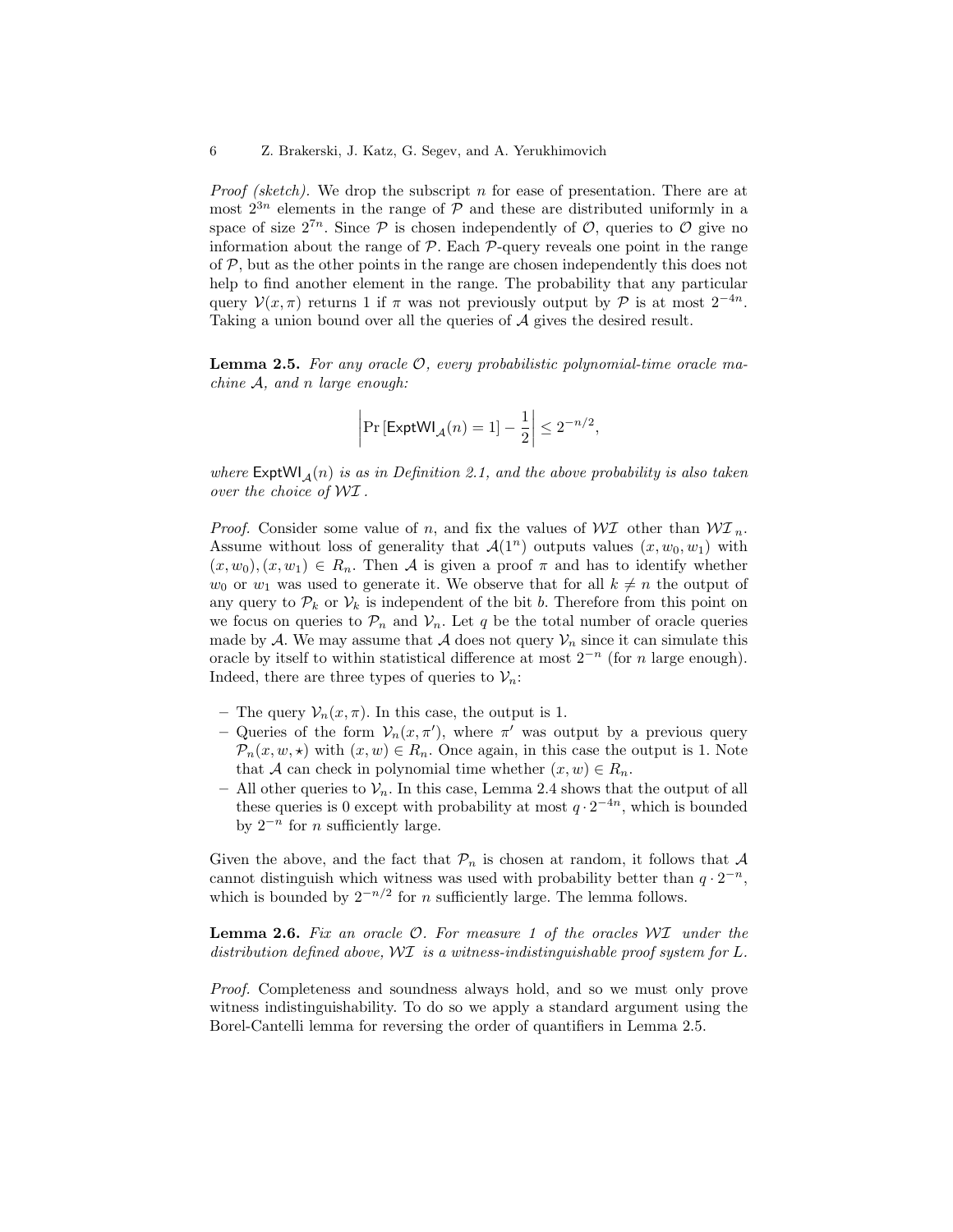*Proof (sketch).* We drop the subscript $n$ for ease of presentation. There are at most $2^{3n}$ elements in the range of $\mathcal{P}$ and these are distributed uniformly in a space of size $2^{7n}$. Since $\mathcal{P}$ is chosen independently of $\mathcal{O}$, queries to $\mathcal{O}$ give no information about the range of $\mathcal{P}$. Each $\mathcal{P}$-query reveals one point in the range of $\mathcal{P}$, but as the other points in the range are chosen independently this does not help to find another element in the range. The probability that any particular query $\mathcal{V}(x, \pi)$ returns 1 if $\pi$ was not previously output by $\mathcal{P}$ is at most $2^{-4n}$. Taking a union bound over all the queries of $\mathcal{A}$ gives the desired result.

**Lemma 2.5.** *For any oracle $\mathcal{O}$, every probabilistic polynomial-time oracle machine $\mathcal{A}$, and $n$ large enough:*

$$\left| \Pr\left[\mathsf{ExptWI}_{\mathcal{A}}(n) = 1\right] - \frac{1}{2} \right| \leq 2^{-n/2},$$

*where $\mathsf{ExptWI}_{\mathcal{A}}(n)$ is as in Definition 2.1, and the above probability is also taken over the choice of $\mathcal{WI}$.*

*Proof.* Consider some value of $n$, and fix the values of $\mathcal{WI}$ other than $\mathcal{WI}_n$. Assume without loss of generality that $\mathcal{A}(1^n)$ outputs values $(x, w_0, w_1)$ with $(x, w_0), (x, w_1) \in R_n$. Then $\mathcal{A}$ is given a proof $\pi$ and has to identify whether $w_0$ or $w_1$ was used to generate it. We observe that for all $k \neq n$ the output of any query to $\mathcal{P}_k$ or $\mathcal{V}_k$ is independent of the bit $b$. Therefore from this point on we focus on queries to $\mathcal{P}_n$ and $\mathcal{V}_n$. Let $q$ be the total number of oracle queries made by $\mathcal{A}$. We may assume that $\mathcal{A}$ does not query $\mathcal{V}_n$ since it can simulate this oracle by itself to within statistical difference at most $2^{-n}$ (for $n$ large enough). Indeed, there are three types of queries to $\mathcal{V}_n$:

- The query $\mathcal{V}_n(x, \pi)$. In this case, the output is 1.
- Queries of the form $\mathcal{V}_n(x, \pi')$, where $\pi'$ was output by a previous query $\mathcal{P}_n(x, w, \star)$ with $(x, w) \in R_n$. Once again, in this case the output is 1. Note that $\mathcal{A}$ can check in polynomial time whether $(x, w) \in R_n$.
- All other queries to $\mathcal{V}_n$. In this case, Lemma 2.4 shows that the output of all these queries is 0 except with probability at most $q \cdot 2^{-4n}$, which is bounded by $2^{-n}$ for $n$ sufficiently large.

Given the above, and the fact that $\mathcal{P}_n$ is chosen at random, it follows that $\mathcal{A}$ cannot distinguish which witness was used with probability better than $q \cdot 2^{-n}$, which is bounded by $2^{-n/2}$ for $n$ sufficiently large. The lemma follows.

**Lemma 2.6.** *Fix an oracle $\mathcal{O}$. For measure 1 of the oracles $\mathcal{WI}$ under the distribution defined above, $\mathcal{WI}$ is a witness-indistinguishable proof system for $L$.*

*Proof.* Completeness and soundness always hold, and so we must only prove witness indistinguishability. To do so we apply a standard argument using the Borel-Cantelli lemma for reversing the order of quantifiers in Lemma 2.5.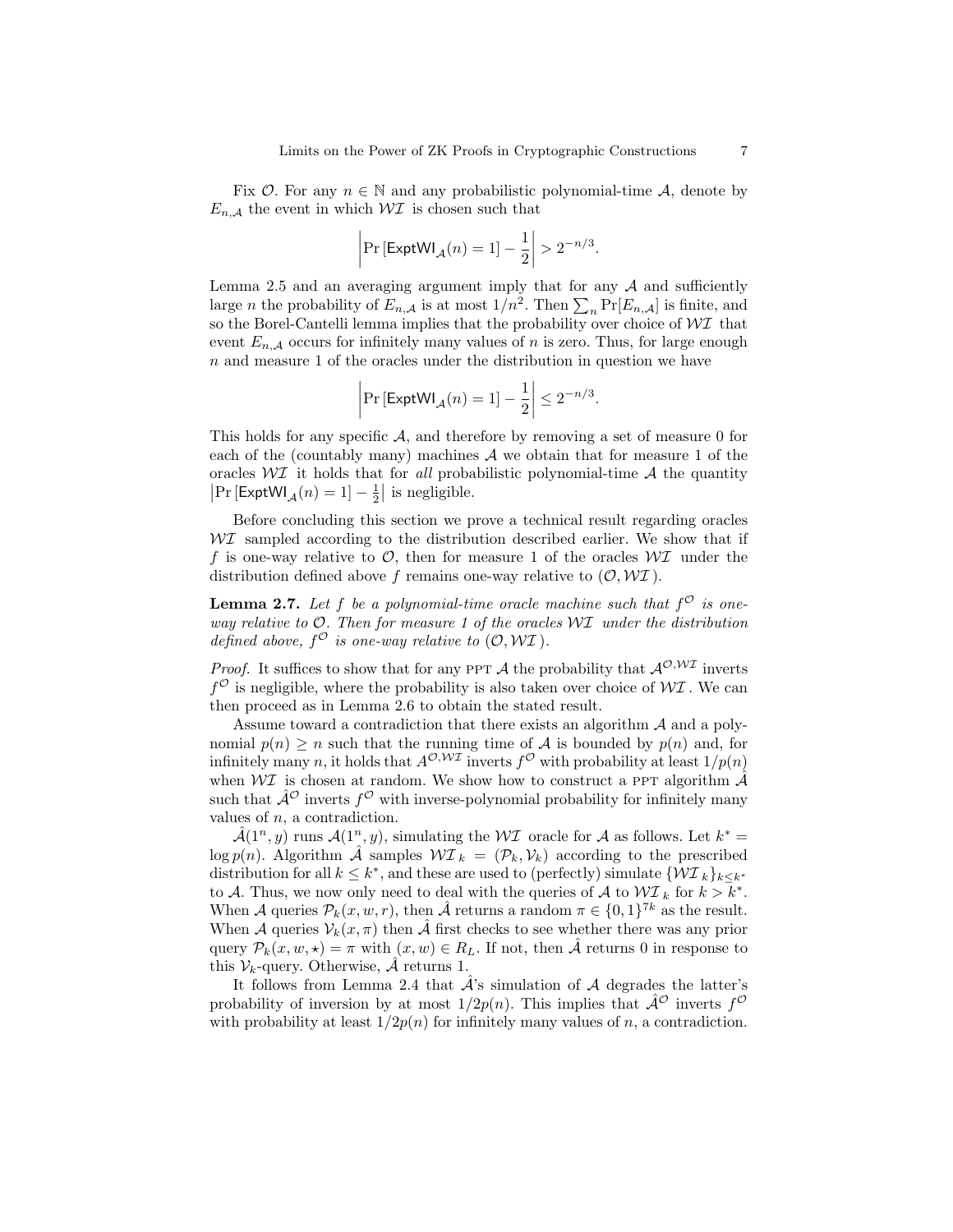Fix $\mathcal{O}$. For any $n \in \mathbb{N}$ and any probabilistic polynomial-time $\mathcal{A}$, denote by $E_{n,\mathcal{A}}$ the event in which $\mathcal{WI}$ is chosen such that

$$\left| \Pr\left[\mathsf{ExptWI}_{\mathcal{A}}(n) = 1\right] - \frac{1}{2} \right| > 2^{-n/3}.$$

Lemma 2.5 and an averaging argument imply that for any $\mathcal{A}$ and sufficiently large $n$ the probability of $E_{n,\mathcal{A}}$ is at most $1/n^2$. Then $\sum_n \Pr[E_{n,\mathcal{A}}]$ is finite, and so the Borel-Cantelli lemma implies that the probability over choice of $\mathcal{WI}$ that event $E_{n,\mathcal{A}}$ occurs for infinitely many values of $n$ is zero. Thus, for large enough $n$ and measure 1 of the oracles under the distribution in question we have

$$\left| \Pr\left[\mathsf{ExptWI}_{\mathcal{A}}(n) = 1\right] - \frac{1}{2} \right| \leq 2^{-n/3}.$$

This holds for any specific $\mathcal{A}$, and therefore by removing a set of measure 0 for each of the (countably many) machines $\mathcal{A}$ we obtain that for measure 1 of the oracles $\mathcal{WI}$ it holds that for *all* probabilistic polynomial-time $\mathcal{A}$ the quantity $\left|\Pr\left[\mathsf{ExptWI}_{\mathcal{A}}(n) = 1\right] - \frac{1}{2}\right|$ is negligible.

Before concluding this section we prove a technical result regarding oracles $\mathcal{WI}$ sampled according to the distribution described earlier. We show that if $f$ is one-way relative to $\mathcal{O}$, then for measure 1 of the oracles $\mathcal{WI}$ under the distribution defined above $f$ remains one-way relative to $(\mathcal{O}, \mathcal{WI})$.

**Lemma 2.7.** *Let $f$ be a polynomial-time oracle machine such that $f^{\mathcal{O}}$ is one-way relative to $\mathcal{O}$. Then for measure 1 of the oracles $\mathcal{WI}$ under the distribution defined above, $f^{\mathcal{O}}$ is one-way relative to $(\mathcal{O}, \mathcal{WI})$.*

*Proof.* It suffices to show that for any PPT $\mathcal{A}$ the probability that $\mathcal{A}^{\mathcal{O},\mathcal{WI}}$ inverts $f^{\mathcal{O}}$ is negligible, where the probability is also taken over choice of $\mathcal{WI}$. We can then proceed as in Lemma 2.6 to obtain the stated result.

Assume toward a contradiction that there exists an algorithm $\mathcal{A}$ and a polynomial $p(n) \geq n$ such that the running time of $\mathcal{A}$ is bounded by $p(n)$ and, for infinitely many $n$, it holds that $A^{\mathcal{O},\mathcal{WI}}$ inverts $f^{\mathcal{O}}$ with probability at least $1/p(n)$ when $\mathcal{WI}$ is chosen at random. We show how to construct a PPT algorithm $\hat{\mathcal{A}}$ such that $\hat{\mathcal{A}}^{\mathcal{O}}$ inverts $f^{\mathcal{O}}$ with inverse-polynomial probability for infinitely many values of $n$, a contradiction.

$\hat{\mathcal{A}}(1^n, y)$ runs $\mathcal{A}(1^n, y)$, simulating the $\mathcal{WI}$ oracle for $\mathcal{A}$ as follows. Let $k^* = \log p(n)$. Algorithm $\hat{\mathcal{A}}$ samples $\mathcal{WI}_k = (\mathcal{P}_k, \mathcal{V}_k)$ according to the prescribed distribution for all $k \leq k^*$, and these are used to (perfectly) simulate $\{\mathcal{WI}_k\}_{k \leq k^*}$ to $\mathcal{A}$. Thus, we now only need to deal with the queries of $\mathcal{A}$ to $\mathcal{WI}_k$ for $k > k^*$. When $\mathcal{A}$ queries $\mathcal{P}_k(x, w, r)$, then $\hat{\mathcal{A}}$ returns a random $\pi \in \{0,1\}^{7k}$ as the result. When $\mathcal{A}$ queries $\mathcal{V}_k(x, \pi)$ then $\hat{\mathcal{A}}$ first checks to see whether there was any prior query $\mathcal{P}_k(x, w, \star) = \pi$ with $(x, w) \in R_L$. If not, then $\hat{\mathcal{A}}$ returns 0 in response to this $\mathcal{V}_k$-query. Otherwise, $\hat{\mathcal{A}}$ returns 1.

It follows from Lemma 2.4 that $\hat{\mathcal{A}}$'s simulation of $\mathcal{A}$ degrades the latter's probability of inversion by at most $1/2p(n)$. This implies that $\hat{\mathcal{A}}^{\mathcal{O}}$ inverts $f^{\mathcal{O}}$ with probability at least $1/2p(n)$ for infinitely many values of $n$, a contradiction.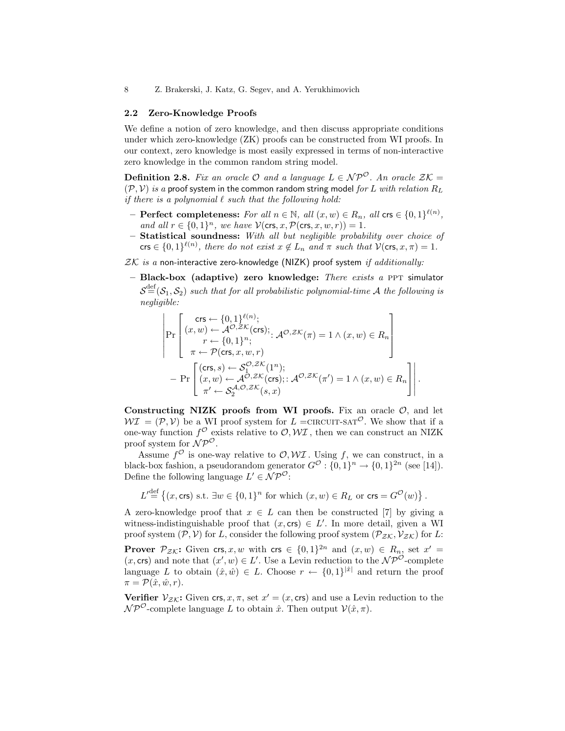### 2.2 Zero-Knowledge Proofs

We define a notion of zero knowledge, and then discuss appropriate conditions under which zero-knowledge (ZK) proofs can be constructed from WI proofs. In our context, zero knowledge is most easily expressed in terms of non-interactive zero knowledge in the common random string model.

**Definition 2.8.** *Fix an oracle $\mathcal{O}$ and a language $L \in \mathcal{NP}^{\mathcal{O}}$. An oracle $\mathcal{ZK} = (\mathcal{P}, \mathcal{V})$ is a* proof system in the common random string model *for $L$ with relation $R_L$ if there is a polynomial $\ell$ such that the following hold:*

- **Perfect completeness:** *For all $n \in \mathbb{N}$, all $(x, w) \in R_n$, all $\mathsf{crs} \in \{0,1\}^{\ell(n)}$, and all $r \in \{0,1\}^n$, we have $\mathcal{V}(\mathsf{crs}, x, \mathcal{P}(\mathsf{crs}, x, w, r)) = 1$.*
- **Statistical soundness:** *With all but negligible probability over choice of $\mathsf{crs} \in \{0,1\}^{\ell(n)}$, there do not exist $x \notin L_n$ and $\pi$ such that $\mathcal{V}(\mathsf{crs}, x, \pi) = 1$.*

*$\mathcal{ZK}$ is a* non-interactive zero-knowledge (NIZK) proof system *if additionally:*

- **Black-box (adaptive) zero knowledge:** *There exists a* PPT simulator *$\mathcal{S} \stackrel{\text{def}}{=} (\mathcal{S}_1, \mathcal{S}_2)$ such that for all probabilistic polynomial-time $\mathcal{A}$ the following is negligible:*

$$\left| \Pr\left[ \begin{array}{c} \mathsf{crs} \leftarrow \{0,1\}^{\ell(n)}; \\ (x, w) \leftarrow \mathcal{A}^{\mathcal{O}, \mathcal{ZK}}(\mathsf{crs}); \\ r \leftarrow \{0,1\}^n; \\ \pi \leftarrow \mathcal{P}(\mathsf{crs}, x, w, r) \end{array} : \mathcal{A}^{\mathcal{O}, \mathcal{ZK}}(\pi) = 1 \wedge (x, w) \in R_n \right] \right.$$
$$\left. - \Pr\left[ \begin{array}{l} (\mathsf{crs}, s) \leftarrow \mathcal{S}_1^{\mathcal{O}, \mathcal{ZK}}(1^n); \\ (x, w) \leftarrow \mathcal{A}^{\mathcal{O}, \mathcal{ZK}}(\mathsf{crs}); \\ \pi' \leftarrow \mathcal{S}_2^{\mathcal{A}, \mathcal{O}, \mathcal{ZK}}(s, x) \end{array} : \mathcal{A}^{\mathcal{O}, \mathcal{ZK}}(\pi') = 1 \wedge (x, w) \in R_n \right] \right|.$$

**Constructing NIZK proofs from WI proofs.** Fix an oracle $\mathcal{O}$, and let $\mathcal{WI} = (\mathcal{P}, \mathcal{V})$ be a WI proof system for $L = \text{CIRCUIT-SAT}^{\mathcal{O}}$. We show that if a one-way function $f^{\mathcal{O}}$ exists relative to $\mathcal{O}, \mathcal{WI}$, then we can construct an NIZK proof system for $\mathcal{NP}^{\mathcal{O}}$.

Assume $f^{\mathcal{O}}$ is one-way relative to $\mathcal{O}, \mathcal{WI}$. Using $f$, we can construct, in a black-box fashion, a pseudorandom generator $G^{\mathcal{O}} : \{0,1\}^n \to \{0,1\}^{2n}$ (see [14]). Define the following language $L' \in \mathcal{NP}^{\mathcal{O}}$:

$$L' \stackrel{\text{def}}{=} \left\{ (x, \mathsf{crs}) \text{ s.t. } \exists w \in \{0,1\}^n \text{ for which } (x, w) \in R_L \text{ or } \mathsf{crs} = G^{\mathcal{O}}(w) \right\}.$$

A zero-knowledge proof that $x \in L$ can then be constructed [7] by giving a witness-indistinguishable proof that $(x, \mathsf{crs}) \in L'$. In more detail, given a WI proof system $(\mathcal{P}, \mathcal{V})$ for $L$, consider the following proof system $(\mathcal{P}_{\mathcal{ZK}}, \mathcal{V}_{\mathcal{ZK}})$ for $L$:

**Prover $\mathcal{P}_{\mathcal{ZK}}$:** Given $\mathsf{crs}, x, w$ with $\mathsf{crs} \in \{0,1\}^{2n}$ and $(x, w) \in R_n$, set $x' = (x, \mathsf{crs})$ and note that $(x', w) \in L'$. Use a Levin reduction to the $\mathcal{NP}^{\mathcal{O}}$-complete language $L$ to obtain $(\hat{x}, \hat{w}) \in L$. Choose $r \leftarrow \{0,1\}^{|\hat{x}|}$ and return the proof $\pi = \mathcal{P}(\hat{x}, \hat{w}, r)$.

**Verifier $\mathcal{V}_{\mathcal{ZK}}$:** Given $\mathsf{crs}, x, \pi$, set $x' = (x, \mathsf{crs})$ and use a Levin reduction to the $\mathcal{NP}^{\mathcal{O}}$-complete language $L$ to obtain $\hat{x}$. Then output $\mathcal{V}(\hat{x}, \pi)$.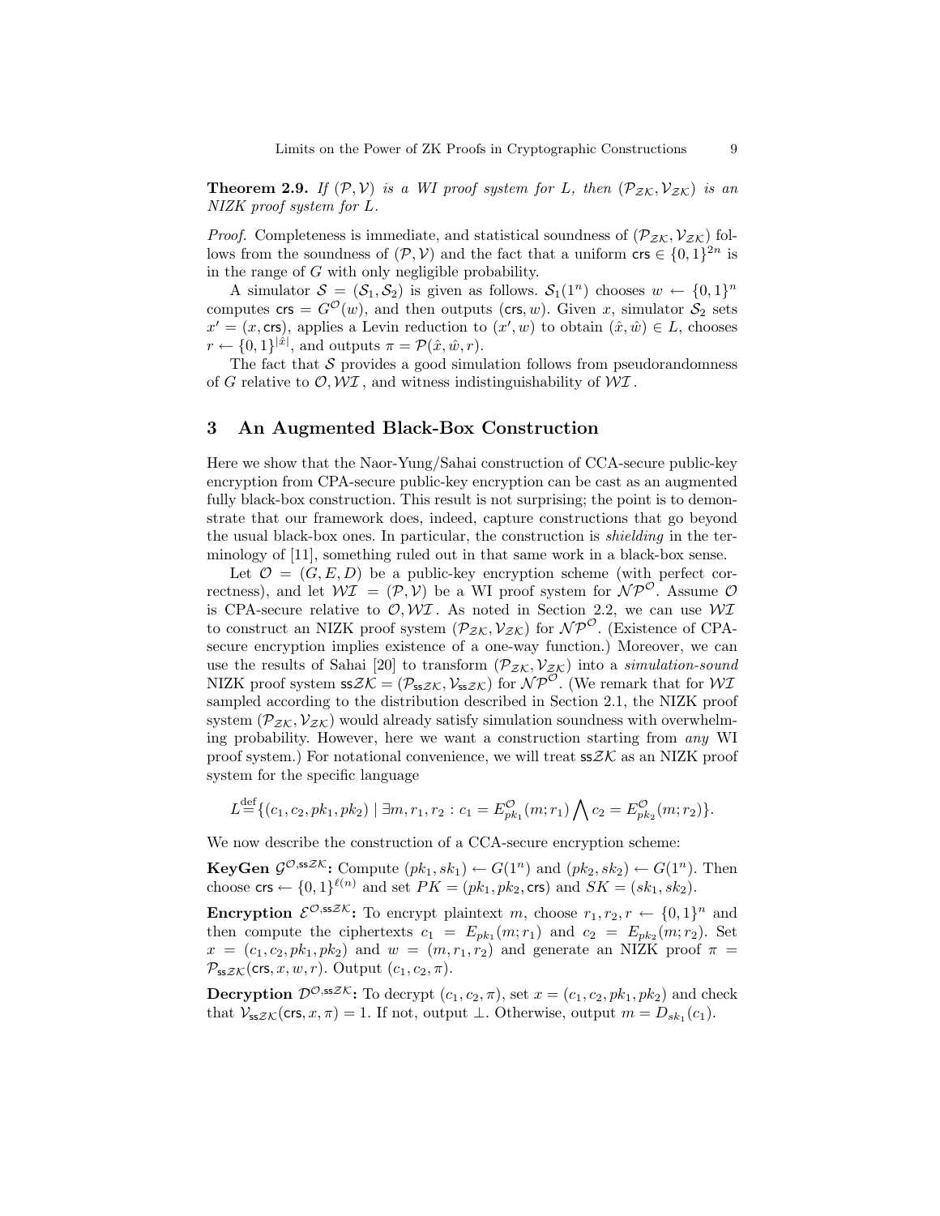**Theorem 2.9.** *If $(\mathcal{P}, \mathcal{V})$ is a WI proof system for $L$, then $(\mathcal{P}_{\mathcal{ZK}}, \mathcal{V}_{\mathcal{ZK}})$ is an NIZK proof system for $L$.*

*Proof.* Completeness is immediate, and statistical soundness of $(\mathcal{P}_{\mathcal{ZK}}, \mathcal{V}_{\mathcal{ZK}})$ follows from the soundness of $(\mathcal{P}, \mathcal{V})$ and the fact that a uniform $\mathsf{crs} \in \{0,1\}^{2n}$ is in the range of $G$ with only negligible probability.

A simulator $\mathcal{S} = (\mathcal{S}_1, \mathcal{S}_2)$ is given as follows. $\mathcal{S}_1(1^n)$ chooses $w \leftarrow \{0,1\}^n$ computes $\mathsf{crs} = G^{\mathcal{O}}(w)$, and then outputs $(\mathsf{crs}, w)$. Given $x$, simulator $\mathcal{S}_2$ sets $x' = (x, \mathsf{crs})$, applies a Levin reduction to $(x', w)$ to obtain $(\hat{x}, \hat{w}) \in L$, chooses $r \leftarrow \{0,1\}^{|\hat{x}|}$, and outputs $\pi = \mathcal{P}(\hat{x}, \hat{w}, r)$.

The fact that $\mathcal{S}$ provides a good simulation follows from pseudorandomness of $G$ relative to $\mathcal{O}, \mathcal{WI}$, and witness indistinguishability of $\mathcal{WI}$.

## 3 An Augmented Black-Box Construction

Here we show that the Naor-Yung/Sahai construction of CCA-secure public-key encryption from CPA-secure public-key encryption can be cast as an augmented fully black-box construction. This result is not surprising; the point is to demonstrate that our framework does, indeed, capture constructions that go beyond the usual black-box ones. In particular, the construction is *shielding* in the terminology of [11], something ruled out in that same work in a black-box sense.

Let $\mathcal{O} = (G, E, D)$ be a public-key encryption scheme (with perfect correctness), and let $\mathcal{WI} = (\mathcal{P}, \mathcal{V})$ be a WI proof system for $\mathcal{NP}^{\mathcal{O}}$. Assume $\mathcal{O}$ is CPA-secure relative to $\mathcal{O}, \mathcal{WI}$. As noted in Section 2.2, we can use $\mathcal{WI}$ to construct an NIZK proof system $(\mathcal{P}_{\mathcal{ZK}}, \mathcal{V}_{\mathcal{ZK}})$ for $\mathcal{NP}^{\mathcal{O}}$. (Existence of CPA-secure encryption implies existence of a one-way function.) Moreover, we can use the results of Sahai [20] to transform $(\mathcal{P}_{\mathcal{ZK}}, \mathcal{V}_{\mathcal{ZK}})$ into a *simulation-sound* NIZK proof system $\mathsf{ss}\mathcal{ZK} = (\mathcal{P}_{\mathsf{ss}\mathcal{ZK}}, \mathcal{V}_{\mathsf{ss}\mathcal{ZK}})$ for $\mathcal{NP}^{\mathcal{O}}$. (We remark that for $\mathcal{WI}$ sampled according to the distribution described in Section 2.1, the NIZK proof system $(\mathcal{P}_{\mathcal{ZK}}, \mathcal{V}_{\mathcal{ZK}})$ would already satisfy simulation soundness with overwhelming probability. However, here we want a construction starting from *any* WI proof system.) For notational convenience, we will treat $\mathsf{ss}\mathcal{ZK}$ as an NIZK proof system for the specific language

$$L \stackrel{\text{def}}{=} \{(c_1, c_2, pk_1, pk_2) \mid \exists m, r_1, r_2 : c_1 = E^{\mathcal{O}}_{pk_1}(m; r_1) \bigwedge c_2 = E^{\mathcal{O}}_{pk_2}(m; r_2)\}.$$

We now describe the construction of a CCA-secure encryption scheme:

**KeyGen $\mathcal{G}^{\mathcal{O},\mathsf{ss}\mathcal{ZK}}$:** Compute $(pk_1, sk_1) \leftarrow G(1^n)$ and $(pk_2, sk_2) \leftarrow G(1^n)$. Then choose $\mathsf{crs} \leftarrow \{0,1\}^{\ell(n)}$ and set $PK = (pk_1, pk_2, \mathsf{crs})$ and $SK = (sk_1, sk_2)$.

**Encryption $\mathcal{E}^{\mathcal{O},\mathsf{ss}\mathcal{ZK}}$:** To encrypt plaintext $m$, choose $r_1, r_2, r \leftarrow \{0,1\}^n$ and then compute the ciphertexts $c_1 = E_{pk_1}(m; r_1)$ and $c_2 = E_{pk_2}(m; r_2)$. Set $x = (c_1, c_2, pk_1, pk_2)$ and $w = (m, r_1, r_2)$ and generate an NIZK proof $\pi = \mathcal{P}_{\mathsf{ss}\mathcal{ZK}}(\mathsf{crs}, x, w, r)$. Output $(c_1, c_2, \pi)$.

**Decryption $\mathcal{D}^{\mathcal{O},\mathsf{ss}\mathcal{ZK}}$:** To decrypt $(c_1, c_2, \pi)$, set $x = (c_1, c_2, pk_1, pk_2)$ and check that $\mathcal{V}_{\mathsf{ss}\mathcal{ZK}}(\mathsf{crs}, x, \pi) = 1$. If not, output $\perp$. Otherwise, output $m = D_{sk_1}(c_1)$.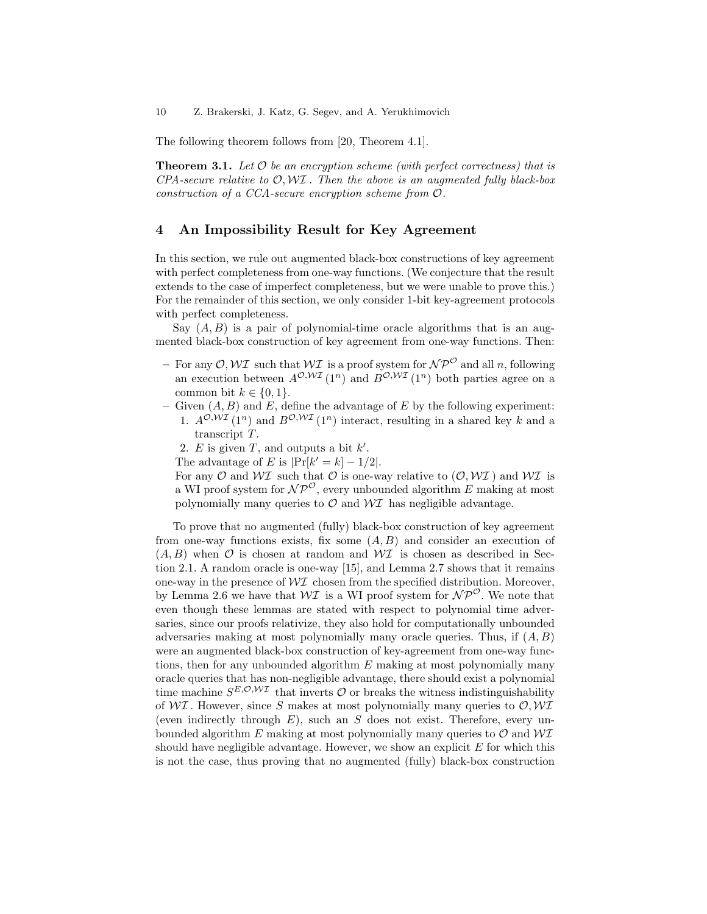The following theorem follows from [20, Theorem 4.1].

**Theorem 3.1.** *Let $\mathcal{O}$ be an encryption scheme (with perfect correctness) that is CPA-secure relative to $\mathcal{O}, \mathcal{WI}$. Then the above is an augmented fully black-box construction of a CCA-secure encryption scheme from $\mathcal{O}$.*

## 4 An Impossibility Result for Key Agreement

In this section, we rule out augmented black-box constructions of key agreement with perfect completeness from one-way functions. (We conjecture that the result extends to the case of imperfect completeness, but we were unable to prove this.) For the remainder of this section, we only consider 1-bit key-agreement protocols with perfect completeness.

Say $(A, B)$ is a pair of polynomial-time oracle algorithms that is an augmented black-box construction of key agreement from one-way functions. Then:

- For any $\mathcal{O}, \mathcal{WI}$ such that $\mathcal{WI}$ is a proof system for $\mathcal{NP}^{\mathcal{O}}$ and all $n$, following an execution between $A^{\mathcal{O},\mathcal{WI}}(1^n)$ and $B^{\mathcal{O},\mathcal{WI}}(1^n)$ both parties agree on a common bit $k \in \{0, 1\}$.
- Given $(A, B)$ and $E$, define the advantage of $E$ by the following experiment:
  1. $A^{\mathcal{O},\mathcal{WI}}(1^n)$ and $B^{\mathcal{O},\mathcal{WI}}(1^n)$ interact, resulting in a shared key $k$ and a transcript $T$.
  2. $E$ is given $T$, and outputs a bit $k'$.

  The advantage of $E$ is $|\Pr[k' = k] - 1/2|$.

  For any $\mathcal{O}$ and $\mathcal{WI}$ such that $\mathcal{O}$ is one-way relative to $(\mathcal{O}, \mathcal{WI})$ and $\mathcal{WI}$ is a WI proof system for $\mathcal{NP}^{\mathcal{O}}$, every unbounded algorithm $E$ making at most polynomially many queries to $\mathcal{O}$ and $\mathcal{WI}$ has negligible advantage.

To prove that no augmented (fully) black-box construction of key agreement from one-way functions exists, fix some $(A, B)$ and consider an execution of $(A, B)$ when $\mathcal{O}$ is chosen at random and $\mathcal{WI}$ is chosen as described in Section 2.1. A random oracle is one-way [15], and Lemma 2.7 shows that it remains one-way in the presence of $\mathcal{WI}$ chosen from the specified distribution. Moreover, by Lemma 2.6 we have that $\mathcal{WI}$ is a WI proof system for $\mathcal{NP}^{\mathcal{O}}$. We note that even though these lemmas are stated with respect to polynomial time adversaries, since our proofs relativize, they also hold for computationally unbounded adversaries making at most polynomially many oracle queries. Thus, if $(A, B)$ were an augmented black-box construction of key-agreement from one-way functions, then for any unbounded algorithm $E$ making at most polynomially many oracle queries that has non-negligible advantage, there should exist a polynomial time machine $S^{E,\mathcal{O},\mathcal{WI}}$ that inverts $\mathcal{O}$ or breaks the witness indistinguishability of $\mathcal{WI}$. However, since $S$ makes at most polynomially many queries to $\mathcal{O}, \mathcal{WI}$ (even indirectly through $E$), such an $S$ does not exist. Therefore, every unbounded algorithm $E$ making at most polynomially many queries to $\mathcal{O}$ and $\mathcal{WI}$ should have negligible advantage. However, we show an explicit $E$ for which this is not the case, thus proving that no augmented (fully) black-box construction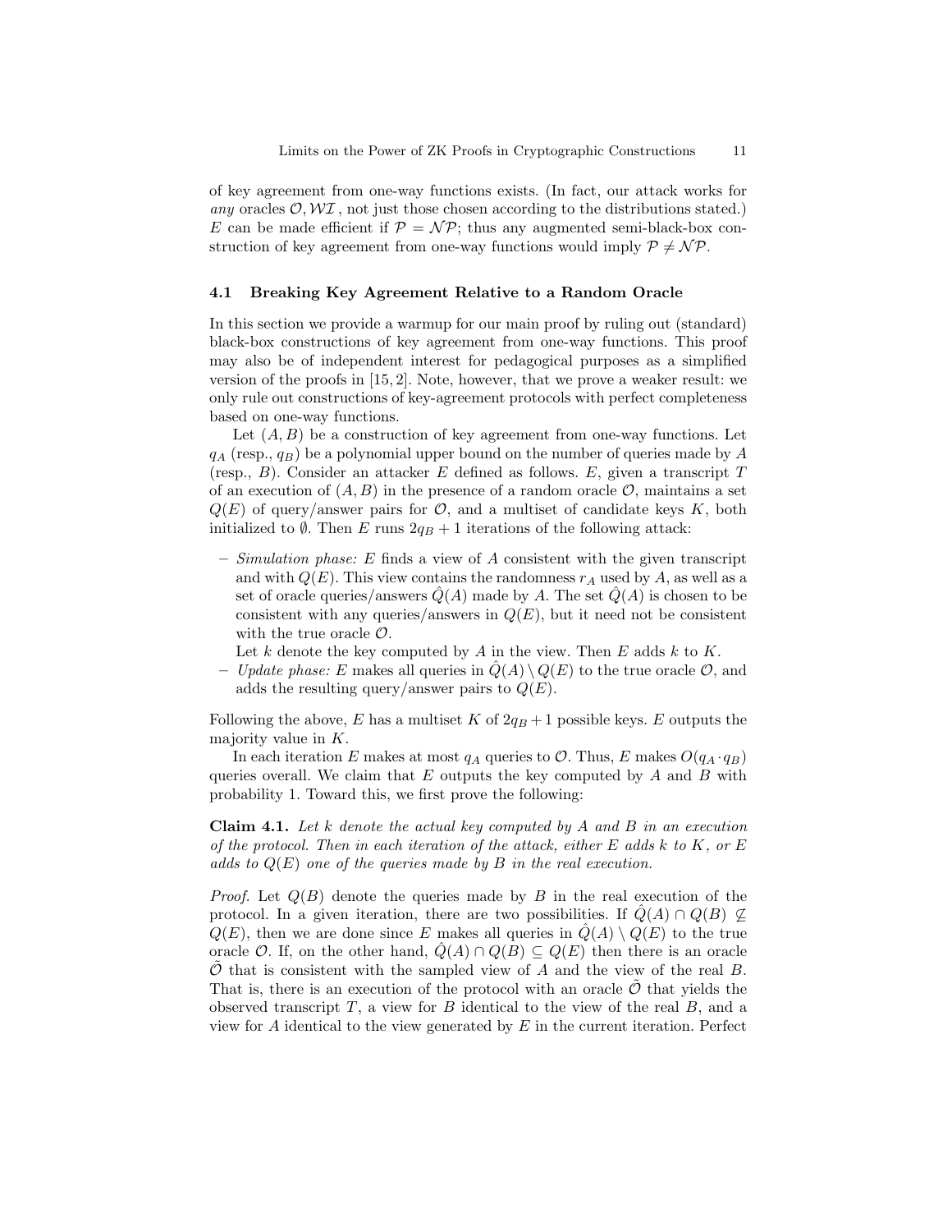of key agreement from one-way functions exists. (In fact, our attack works for *any* oracles $\mathcal{O}, \mathcal{WI}$, not just those chosen according to the distributions stated.) $E$ can be made efficient if $\mathcal{P} = \mathcal{NP}$; thus any augmented semi-black-box construction of key agreement from one-way functions would imply $\mathcal{P} \neq \mathcal{NP}$.

### 4.1 Breaking Key Agreement Relative to a Random Oracle

In this section we provide a warmup for our main proof by ruling out (standard) black-box constructions of key agreement from one-way functions. This proof may also be of independent interest for pedagogical purposes as a simplified version of the proofs in [15, 2]. Note, however, that we prove a weaker result: we only rule out constructions of key-agreement protocols with perfect completeness based on one-way functions.

Let $(A, B)$ be a construction of key agreement from one-way functions. Let $q_A$ (resp., $q_B$) be a polynomial upper bound on the number of queries made by $A$ (resp., $B$). Consider an attacker $E$ defined as follows. $E$, given a transcript $T$ of an execution of $(A, B)$ in the presence of a random oracle $\mathcal{O}$, maintains a set $Q(E)$ of query/answer pairs for $\mathcal{O}$, and a multiset of candidate keys $K$, both initialized to $\emptyset$. Then $E$ runs $2q_B + 1$ iterations of the following attack:

- *Simulation phase:* $E$ finds a view of $A$ consistent with the given transcript and with $Q(E)$. This view contains the randomness $r_A$ used by $A$, as well as a set of oracle queries/answers $\hat{Q}(A)$ made by $A$. The set $\hat{Q}(A)$ is chosen to be consistent with any queries/answers in $Q(E)$, but it need not be consistent with the true oracle $\mathcal{O}$.

  Let $k$ denote the key computed by $A$ in the view. Then $E$ adds $k$ to $K$.
- *Update phase:* $E$ makes all queries in $\hat{Q}(A) \setminus Q(E)$ to the true oracle $\mathcal{O}$, and adds the resulting query/answer pairs to $Q(E)$.

Following the above, $E$ has a multiset $K$ of $2q_B + 1$ possible keys. $E$ outputs the majority value in $K$.

In each iteration $E$ makes at most $q_A$ queries to $\mathcal{O}$. Thus, $E$ makes $O(q_A \cdot q_B)$ queries overall. We claim that $E$ outputs the key computed by $A$ and $B$ with probability 1. Toward this, we first prove the following:

**Claim 4.1.** *Let $k$ denote the actual key computed by $A$ and $B$ in an execution of the protocol. Then in each iteration of the attack, either $E$ adds $k$ to $K$, or $E$ adds to $Q(E)$ one of the queries made by $B$ in the real execution.*

*Proof.* Let $Q(B)$ denote the queries made by $B$ in the real execution of the protocol. In a given iteration, there are two possibilities. If $\hat{Q}(A) \cap Q(B) \not\subseteq Q(E)$, then we are done since $E$ makes all queries in $\hat{Q}(A) \setminus Q(E)$ to the true oracle $\mathcal{O}$. If, on the other hand, $\hat{Q}(A) \cap Q(B) \subseteq Q(E)$ then there is an oracle $\tilde{\mathcal{O}}$ that is consistent with the sampled view of $A$ and the view of the real $B$. That is, there is an execution of the protocol with an oracle $\tilde{\mathcal{O}}$ that yields the observed transcript $T$, a view for $B$ identical to the view of the real $B$, and a view for $A$ identical to the view generated by $E$ in the current iteration. Perfect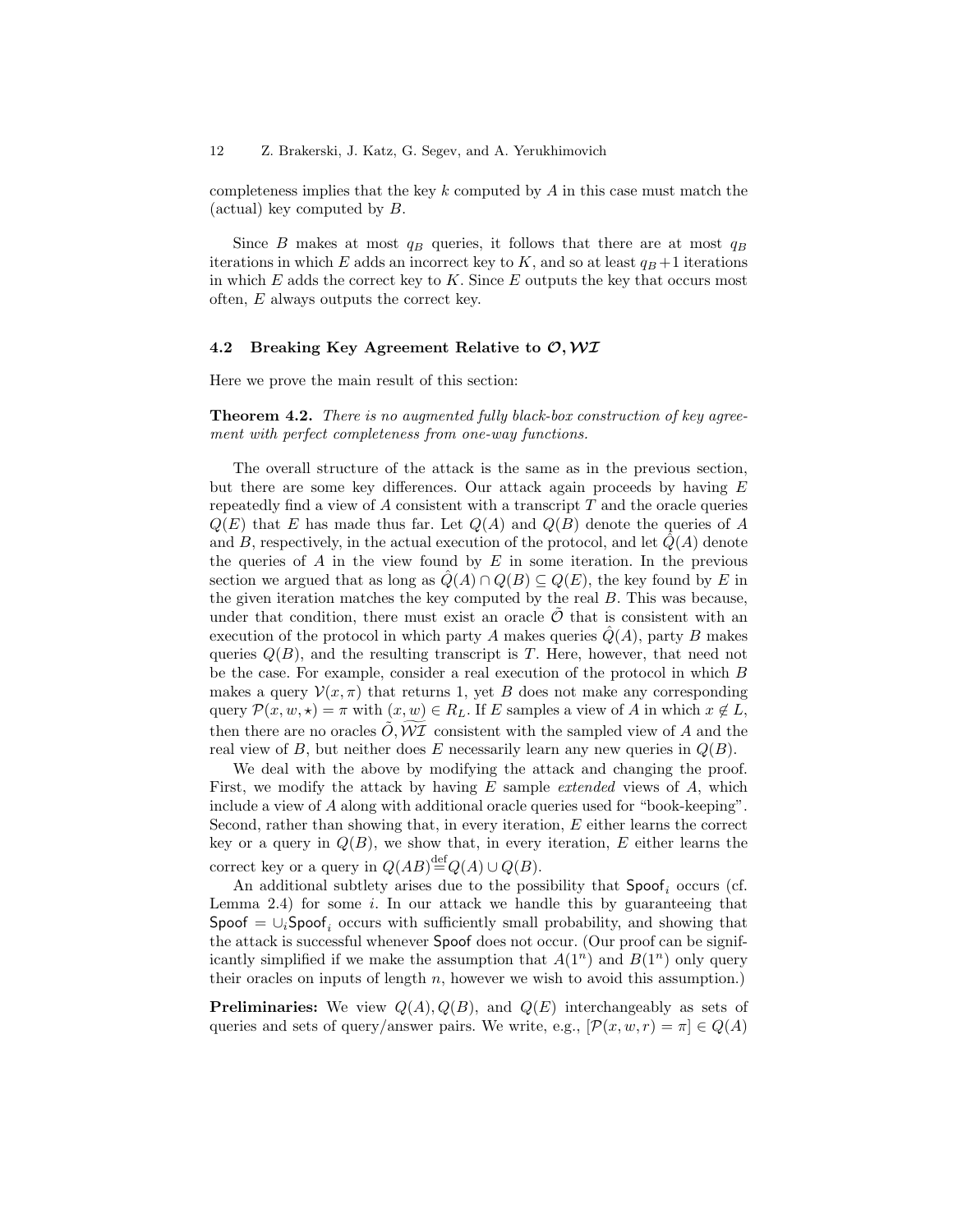completeness implies that the key $k$ computed by $A$ in this case must match the (actual) key computed by $B$.

Since $B$ makes at most $q_B$ queries, it follows that there are at most $q_B$ iterations in which $E$ adds an incorrect key to $K$, and so at least $q_B+1$ iterations in which $E$ adds the correct key to $K$. Since $E$ outputs the key that occurs most often, $E$ always outputs the correct key.

### 4.2 Breaking Key Agreement Relative to $\mathcal{O}, \mathcal{WI}$

Here we prove the main result of this section:

**Theorem 4.2.** *There is no augmented fully black-box construction of key agreement with perfect completeness from one-way functions.*

The overall structure of the attack is the same as in the previous section, but there are some key differences. Our attack again proceeds by having $E$ repeatedly find a view of $A$ consistent with a transcript $T$ and the oracle queries $Q(E)$ that $E$ has made thus far. Let $Q(A)$ and $Q(B)$ denote the queries of $A$ and $B$, respectively, in the actual execution of the protocol, and let $\hat{Q}(A)$ denote the queries of $A$ in the view found by $E$ in some iteration. In the previous section we argued that as long as $\hat{Q}(A) \cap Q(B) \subseteq Q(E)$, the key found by $E$ in the given iteration matches the key computed by the real $B$. This was because, under that condition, there must exist an oracle $\tilde{\mathcal{O}}$ that is consistent with an execution of the protocol in which party $A$ makes queries $\hat{Q}(A)$, party $B$ makes queries $Q(B)$, and the resulting transcript is $T$. Here, however, that need not be the case. For example, consider a real execution of the protocol in which $B$ makes a query $\mathcal{V}(x, \pi)$ that returns 1, yet $B$ does not make any corresponding query $\mathcal{P}(x, w, \star) = \pi$ with $(x, w) \in R_L$. If $E$ samples a view of $A$ in which $x \notin L$, then there are no oracles $\tilde{O}, \widetilde{\mathcal{WI}}$ consistent with the sampled view of $A$ and the real view of $B$, but neither does $E$ necessarily learn any new queries in $Q(B)$.

We deal with the above by modifying the attack and changing the proof. First, we modify the attack by having $E$ sample *extended* views of $A$, which include a view of $A$ along with additional oracle queries used for "book-keeping". Second, rather than showing that, in every iteration, $E$ either learns the correct key or a query in $Q(B)$, we show that, in every iteration, $E$ either learns the correct key or a query in $Q(AB) \stackrel{\text{def}}{=} Q(A) \cup Q(B)$.

An additional subtlety arises due to the possibility that $\mathsf{Spoof}_i$ occurs (cf. Lemma 2.4) for some $i$. In our attack we handle this by guaranteeing that $\mathsf{Spoof} = \cup_i \mathsf{Spoof}_i$ occurs with sufficiently small probability, and showing that the attack is successful whenever $\mathsf{Spoof}$ does not occur. (Our proof can be significantly simplified if we make the assumption that $A(1^n)$ and $B(1^n)$ only query their oracles on inputs of length $n$, however we wish to avoid this assumption.)

**Preliminaries:** We view $Q(A), Q(B)$, and $Q(E)$ interchangeably as sets of queries and sets of query/answer pairs. We write, e.g., $[\mathcal{P}(x, w, r) = \pi] \in Q(A)$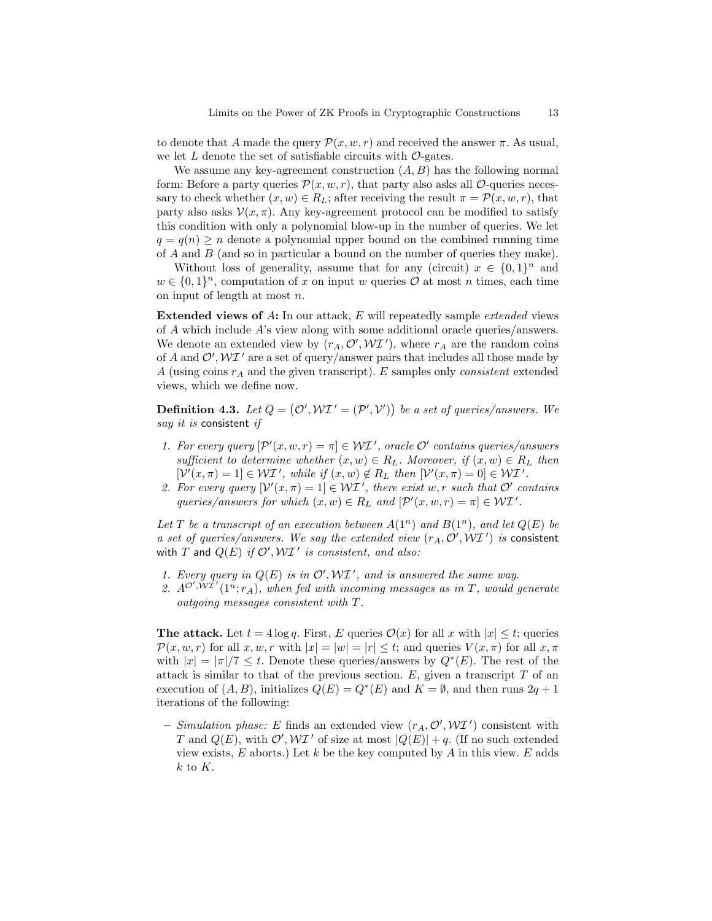to denote that $A$ made the query $\mathcal{P}(x, w, r)$ and received the answer $\pi$. As usual, we let $L$ denote the set of satisfiable circuits with $\mathcal{O}$-gates.

We assume any key-agreement construction $(A, B)$ has the following normal form: Before a party queries $\mathcal{P}(x, w, r)$, that party also asks all $\mathcal{O}$-queries necessary to check whether $(x, w) \in R_L$; after receiving the result $\pi = \mathcal{P}(x, w, r)$, that party also asks $\mathcal{V}(x, \pi)$. Any key-agreement protocol can be modified to satisfy this condition with only a polynomial blow-up in the number of queries. We let $q = q(n) \geq n$ denote a polynomial upper bound on the combined running time of $A$ and $B$ (and so in particular a bound on the number of queries they make).

Without loss of generality, assume that for any (circuit) $x \in \{0,1\}^n$ and $w \in \{0,1\}^n$, computation of $x$ on input $w$ queries $\mathcal{O}$ at most $n$ times, each time on input of length at most $n$.

**Extended views of** $A$**:** In our attack, $E$ will repeatedly sample *extended* views of $A$ which include $A$'s view along with some additional oracle queries/answers. We denote an extended view by $(r_A, \mathcal{O}', \mathcal{WI}')$, where $r_A$ are the random coins of $A$ and $\mathcal{O}', \mathcal{WI}'$ are a set of query/answer pairs that includes all those made by $A$ (using coins $r_A$ and the given transcript). $E$ samples only *consistent* extended views, which we define now.

**Definition 4.3.** *Let $Q = \big(\mathcal{O}', \mathcal{WI}' = (\mathcal{P}', \mathcal{V}')\big)$ be a set of queries/answers. We say it is* consistent *if*

1. *For every query $[\mathcal{P}'(x, w, r) = \pi] \in \mathcal{WI}'$, oracle $\mathcal{O}'$ contains queries/answers sufficient to determine whether $(x, w) \in R_L$. Moreover, if $(x, w) \in R_L$ then $[\mathcal{V}'(x, \pi) = 1] \in \mathcal{WI}'$, while if $(x, w) \notin R_L$ then $[\mathcal{V}'(x, \pi) = 0] \in \mathcal{WI}'$.*
2. *For every query $[\mathcal{V}'(x, \pi) = 1] \in \mathcal{WI}'$, there exist $w, r$ such that $\mathcal{O}'$ contains queries/answers for which $(x, w) \in R_L$ and $[\mathcal{P}'(x, w, r) = \pi] \in \mathcal{WI}'$.*

*Let $T$ be a transcript of an execution between $A(1^n)$ and $B(1^n)$, and let $Q(E)$ be a set of queries/answers. We say the extended view $(r_A, \mathcal{O}', \mathcal{WI}')$ is* consistent with $T$ and $Q(E)$ *if $\mathcal{O}', \mathcal{WI}'$ is consistent, and also:*

1. *Every query in $Q(E)$ is in $\mathcal{O}', \mathcal{WI}'$, and is answered the same way.*
2. *$A^{\mathcal{O}', \mathcal{WI}'}(1^n; r_A)$, when fed with incoming messages as in $T$, would generate outgoing messages consistent with $T$.*

**The attack.** Let $t = 4 \log q$. First, $E$ queries $\mathcal{O}(x)$ for all $x$ with $|x| \leq t$; queries $\mathcal{P}(x, w, r)$ for all $x, w, r$ with $|x| = |w| = |r| \leq t$; and queries $V(x, \pi)$ for all $x, \pi$ with $|x| = |\pi|/7 \leq t$. Denote these queries/answers by $Q^*(E)$. The rest of the attack is similar to that of the previous section. $E$, given a transcript $T$ of an execution of $(A, B)$, initializes $Q(E) = Q^*(E)$ and $K = \emptyset$, and then runs $2q + 1$ iterations of the following:

- *Simulation phase:* $E$ finds an extended view $(r_A, \mathcal{O}', \mathcal{WI}')$ consistent with $T$ and $Q(E)$, with $\mathcal{O}', \mathcal{WI}'$ of size at most $|Q(E)| + q$. (If no such extended view exists, $E$ aborts.) Let $k$ be the key computed by $A$ in this view. $E$ adds $k$ to $K$.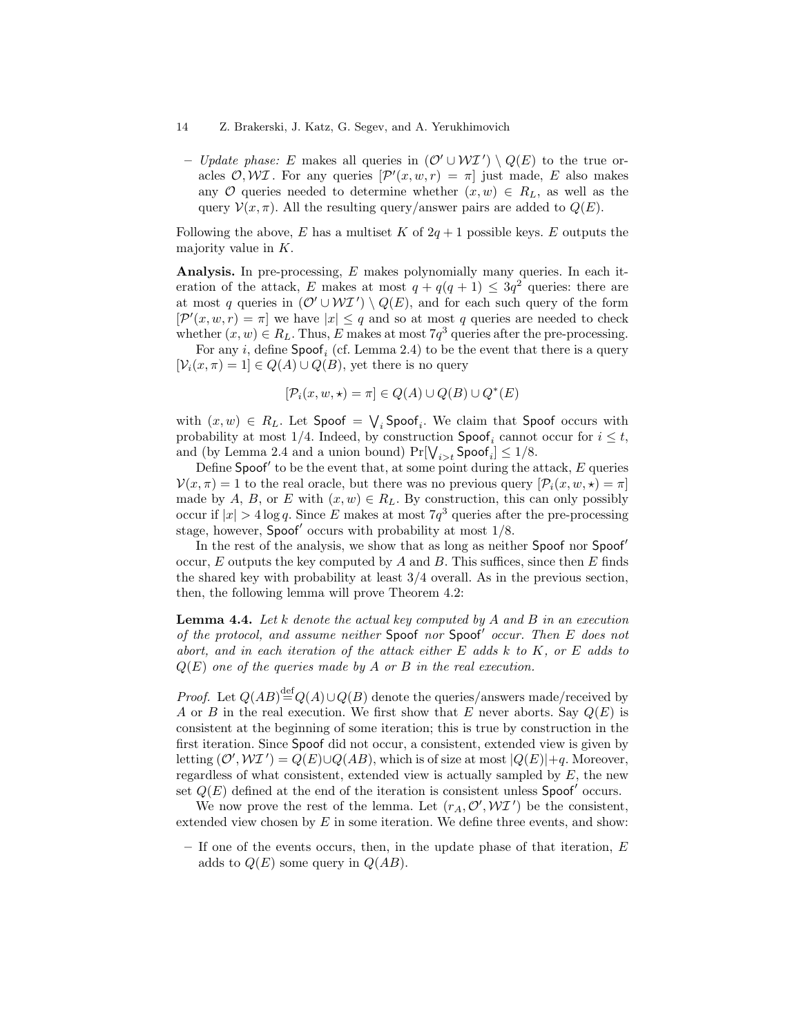– *Update phase:* $E$ makes all queries in $(\mathcal{O}' \cup \mathcal{WI}') \setminus Q(E)$ to the true oracles $\mathcal{O}, \mathcal{WI}$. For any queries $[\mathcal{P}'(x, w, r) = \pi]$ just made, $E$ also makes any $\mathcal{O}$ queries needed to determine whether $(x, w) \in R_L$, as well as the query $\mathcal{V}(x, \pi)$. All the resulting query/answer pairs are added to $Q(E)$.

Following the above, $E$ has a multiset $K$ of $2q + 1$ possible keys. $E$ outputs the majority value in $K$.

**Analysis.** In pre-processing, $E$ makes polynomially many queries. In each iteration of the attack, $E$ makes at most $q + q(q + 1) \leq 3q^2$ queries: there are at most $q$ queries in $(\mathcal{O}' \cup \mathcal{WI}') \setminus Q(E)$, and for each such query of the form $[\mathcal{P}'(x, w, r) = \pi]$ we have $|x| \leq q$ and so at most $q$ queries are needed to check whether $(x, w) \in R_L$. Thus, $E$ makes at most $7q^3$ queries after the pre-processing.

For any $i$, define $\mathsf{Spoof}_i$ (cf. Lemma 2.4) to be the event that there is a query $[\mathcal{V}_i(x, \pi) = 1] \in Q(A) \cup Q(B)$, yet there is no query

$$[\mathcal{P}_i(x, w, \star) = \pi] \in Q(A) \cup Q(B) \cup Q^*(E)$$

with $(x, w) \in R_L$. Let $\mathsf{Spoof} = \bigvee_i \mathsf{Spoof}_i$. We claim that $\mathsf{Spoof}$ occurs with probability at most $1/4$. Indeed, by construction $\mathsf{Spoof}_i$ cannot occur for $i \leq t$, and (by Lemma 2.4 and a union bound) $\Pr[\bigvee_{i>t} \mathsf{Spoof}_i] \leq 1/8$.

Define $\mathsf{Spoof}'$ to be the event that, at some point during the attack, $E$ queries $\mathcal{V}(x, \pi) = 1$ to the real oracle, but there was no previous query $[\mathcal{P}_i(x, w, \star) = \pi]$ made by $A$, $B$, or $E$ with $(x, w) \in R_L$. By construction, this can only possibly occur if $|x| > 4 \log q$. Since $E$ makes at most $7q^3$ queries after the pre-processing stage, however, $\mathsf{Spoof}'$ occurs with probability at most $1/8$.

In the rest of the analysis, we show that as long as neither $\mathsf{Spoof}$ nor $\mathsf{Spoof}'$ occur, $E$ outputs the key computed by $A$ and $B$. This suffices, since then $E$ finds the shared key with probability at least $3/4$ overall. As in the previous section, then, the following lemma will prove Theorem 4.2:

**Lemma 4.4.** *Let $k$ denote the actual key computed by $A$ and $B$ in an execution of the protocol, and assume neither $\mathsf{Spoof}$ nor $\mathsf{Spoof}'$ occur. Then $E$ does not abort, and in each iteration of the attack either $E$ adds $k$ to $K$, or $E$ adds to $Q(E)$ one of the queries made by $A$ or $B$ in the real execution.*

*Proof.* Let $Q(AB) \stackrel{\text{def}}{=} Q(A) \cup Q(B)$ denote the queries/answers made/received by $A$ or $B$ in the real execution. We first show that $E$ never aborts. Say $Q(E)$ is consistent at the beginning of some iteration; this is true by construction in the first iteration. Since $\mathsf{Spoof}$ did not occur, a consistent, extended view is given by letting $(\mathcal{O}', \mathcal{WI}') = Q(E) \cup Q(AB)$, which is of size at most $|Q(E)| + q$. Moreover, regardless of what consistent, extended view is actually sampled by $E$, the new set $Q(E)$ defined at the end of the iteration is consistent unless $\mathsf{Spoof}'$ occurs.

We now prove the rest of the lemma. Let $(r_A, \mathcal{O}', \mathcal{WI}')$ be the consistent, extended view chosen by $E$ in some iteration. We define three events, and show:

– If one of the events occurs, then, in the update phase of that iteration, $E$ adds to $Q(E)$ some query in $Q(AB)$.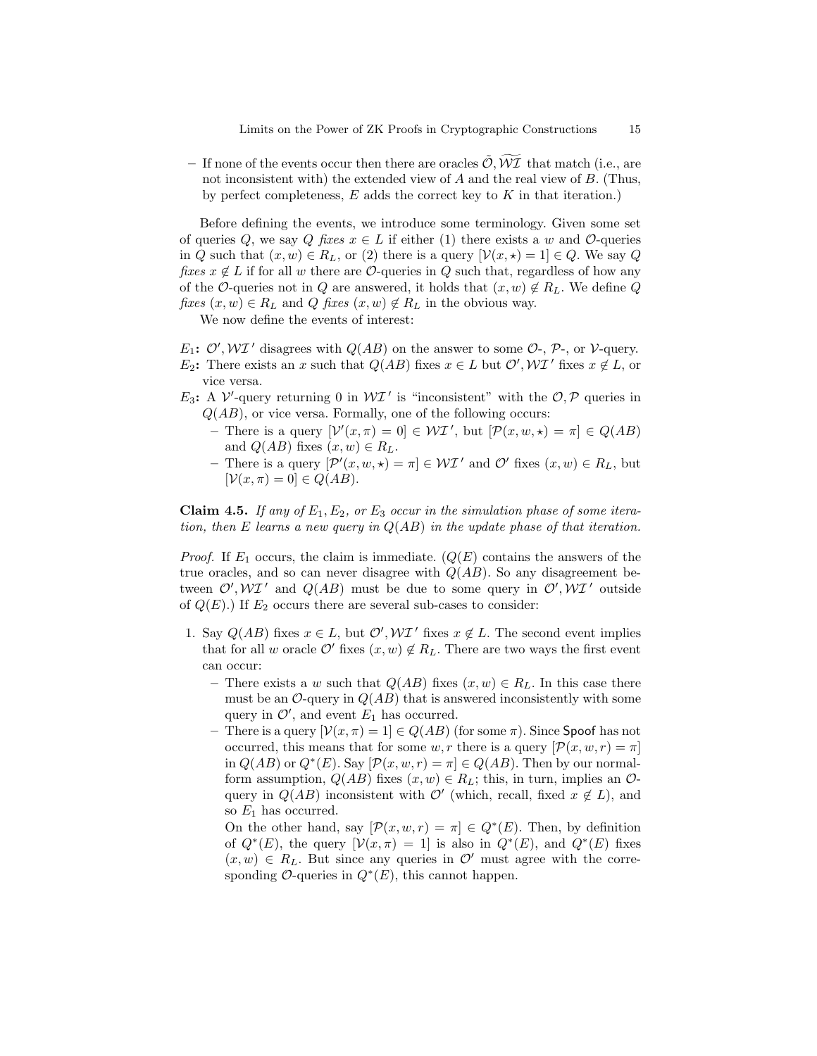– If none of the events occur then there are oracles $\tilde{\mathcal{O}}, \widetilde{\mathcal{WI}}$ that match (i.e., are not inconsistent with) the extended view of $A$ and the real view of $B$. (Thus, by perfect completeness, $E$ adds the correct key to $K$ in that iteration.)

Before defining the events, we introduce some terminology. Given some set of queries $Q$, we say $Q$ *fixes* $x \in L$ if either (1) there exists a $w$ and $\mathcal{O}$-queries in $Q$ such that $(x, w) \in R_L$, or (2) there is a query $[\mathcal{V}(x, \star) = 1] \in Q$. We say $Q$ *fixes* $x \notin L$ if for all $w$ there are $\mathcal{O}$-queries in $Q$ such that, regardless of how any of the $\mathcal{O}$-queries not in $Q$ are answered, it holds that $(x, w) \notin R_L$. We define $Q$ *fixes* $(x, w) \in R_L$ and $Q$ *fixes* $(x, w) \notin R_L$ in the obvious way.

We now define the events of interest:

**$E_1$:** $\mathcal{O}', \mathcal{WI}'$ disagrees with $Q(AB)$ on the answer to some $\mathcal{O}$-, $\mathcal{P}$-, or $\mathcal{V}$-query.

**$E_2$:** There exists an $x$ such that $Q(AB)$ fixes $x \in L$ but $\mathcal{O}', \mathcal{WI}'$ fixes $x \notin L$, or vice versa.

**$E_3$:** A $\mathcal{V}'$-query returning 0 in $\mathcal{WI}'$ is "inconsistent" with the $\mathcal{O}, \mathcal{P}$ queries in $Q(AB)$, or vice versa. Formally, one of the following occurs:
  - There is a query $[\mathcal{V}'(x, \pi) = 0] \in \mathcal{WI}'$, but $[\mathcal{P}(x, w, \star) = \pi] \in Q(AB)$ and $Q(AB)$ fixes $(x, w) \in R_L$.
  - There is a query $[\mathcal{P}'(x, w, \star) = \pi] \in \mathcal{WI}'$ and $\mathcal{O}'$ fixes $(x, w) \in R_L$, but $[\mathcal{V}(x, \pi) = 0] \in Q(AB)$.

**Claim 4.5.** *If any of $E_1$, $E_2$, or $E_3$ occur in the simulation phase of some iteration, then $E$ learns a new query in $Q(AB)$ in the update phase of that iteration.*

*Proof.* If $E_1$ occurs, the claim is immediate. ($Q(E)$ contains the answers of the true oracles, and so can never disagree with $Q(AB)$. So any disagreement between $\mathcal{O}', \mathcal{WI}'$ and $Q(AB)$ must be due to some query in $\mathcal{O}', \mathcal{WI}'$ outside of $Q(E)$.) If $E_2$ occurs there are several sub-cases to consider:

1. Say $Q(AB)$ fixes $x \in L$, but $\mathcal{O}', \mathcal{WI}'$ fixes $x \notin L$. The second event implies that for all $w$ oracle $\mathcal{O}'$ fixes $(x, w) \notin R_L$. There are two ways the first event can occur:
   - There exists a $w$ such that $Q(AB)$ fixes $(x, w) \in R_L$. In this case there must be an $\mathcal{O}$-query in $Q(AB)$ that is answered inconsistently with some query in $\mathcal{O}'$, and event $E_1$ has occurred.
   - There is a query $[\mathcal{V}(x, \pi) = 1] \in Q(AB)$ (for some $\pi$). Since $\mathsf{Spoof}$ has not occurred, this means that for some $w, r$ there is a query $[\mathcal{P}(x, w, r) = \pi]$ in $Q(AB)$ or $Q^*(E)$. Say $[\mathcal{P}(x, w, r) = \pi] \in Q(AB)$. Then by our normal-form assumption, $Q(AB)$ fixes $(x, w) \in R_L$; this, in turn, implies an $\mathcal{O}$-query in $Q(AB)$ inconsistent with $\mathcal{O}'$ (which, recall, fixed $x \notin L$), and so $E_1$ has occurred.

     On the other hand, say $[\mathcal{P}(x, w, r) = \pi] \in Q^*(E)$. Then, by definition of $Q^*(E)$, the query $[\mathcal{V}(x, \pi) = 1]$ is also in $Q^*(E)$, and $Q^*(E)$ fixes $(x, w) \in R_L$. But since any queries in $\mathcal{O}'$ must agree with the corresponding $\mathcal{O}$-queries in $Q^*(E)$, this cannot happen.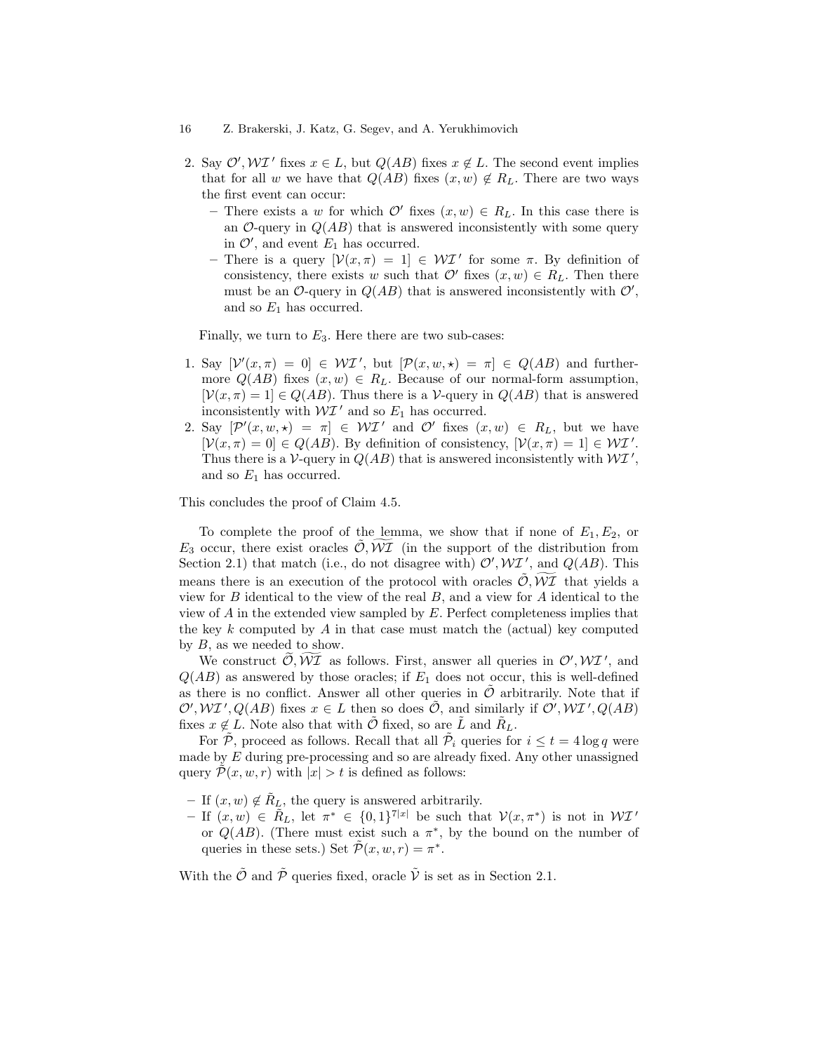2. Say $\mathcal{O}', \mathcal{WI}'$ fixes $x \in L$, but $Q(AB)$ fixes $x \notin L$. The second event implies that for all $w$ we have that $Q(AB)$ fixes $(x, w) \notin R_L$. There are two ways the first event can occur:
   - There exists a $w$ for which $\mathcal{O}'$ fixes $(x, w) \in R_L$. In this case there is an $\mathcal{O}$-query in $Q(AB)$ that is answered inconsistently with some query in $\mathcal{O}'$, and event $E_1$ has occurred.
   - There is a query $[\mathcal{V}(x, \pi) = 1] \in \mathcal{WI}'$ for some $\pi$. By definition of consistency, there exists $w$ such that $\mathcal{O}'$ fixes $(x, w) \in R_L$. Then there must be an $\mathcal{O}$-query in $Q(AB)$ that is answered inconsistently with $\mathcal{O}'$, and so $E_1$ has occurred.

Finally, we turn to $E_3$. Here there are two sub-cases:

1. Say $[\mathcal{V}'(x, \pi) = 0] \in \mathcal{WI}'$, but $[\mathcal{P}(x, w, \star) = \pi] \in Q(AB)$ and furthermore $Q(AB)$ fixes $(x, w) \in R_L$. Because of our normal-form assumption, $[\mathcal{V}(x, \pi) = 1] \in Q(AB)$. Thus there is a $\mathcal{V}$-query in $Q(AB)$ that is answered inconsistently with $\mathcal{WI}'$ and so $E_1$ has occurred.
2. Say $[\mathcal{P}'(x, w, \star) = \pi] \in \mathcal{WI}'$ and $\mathcal{O}'$ fixes $(x, w) \in R_L$, but we have $[\mathcal{V}(x, \pi) = 0] \in Q(AB)$. By definition of consistency, $[\mathcal{V}(x, \pi) = 1] \in \mathcal{WI}'$. Thus there is a $\mathcal{V}$-query in $Q(AB)$ that is answered inconsistently with $\mathcal{WI}'$, and so $E_1$ has occurred.

This concludes the proof of Claim 4.5.

To complete the proof of the lemma, we show that if none of $E_1, E_2$, or $E_3$ occur, there exist oracles $\tilde{\mathcal{O}}, \widetilde{\mathcal{WI}}$ (in the support of the distribution from Section 2.1) that match (i.e., do not disagree with) $\mathcal{O}', \mathcal{WI}'$, and $Q(AB)$. This means there is an execution of the protocol with oracles $\tilde{\mathcal{O}}, \widetilde{\mathcal{WI}}$ that yields a view for $B$ identical to the view of the real $B$, and a view for $A$ identical to the view of $A$ in the extended view sampled by $E$. Perfect completeness implies that the key $k$ computed by $A$ in that case must match the (actual) key computed by $B$, as we needed to show.

We construct $\tilde{\mathcal{O}}, \widetilde{\mathcal{WI}}$ as follows. First, answer all queries in $\mathcal{O}', \mathcal{WI}'$, and $Q(AB)$ as answered by those oracles; if $E_1$ does not occur, this is well-defined as there is no conflict. Answer all other queries in $\tilde{\mathcal{O}}$ arbitrarily. Note that if $\mathcal{O}', \mathcal{WI}', Q(AB)$ fixes $x \in L$ then so does $\tilde{\mathcal{O}}$, and similarly if $\mathcal{O}', \mathcal{WI}', Q(AB)$ fixes $x \notin L$. Note also that with $\tilde{\mathcal{O}}$ fixed, so are $\tilde{L}$ and $\tilde{R}_L$.

For $\tilde{\mathcal{P}}$, proceed as follows. Recall that all $\tilde{\mathcal{P}}_i$ queries for $i \leq t = 4 \log q$ were made by $E$ during pre-processing and so are already fixed. Any other unassigned query $\tilde{\mathcal{P}}(x, w, r)$ with $|x| > t$ is defined as follows:

- If $(x, w) \notin \tilde{R}_L$, the query is answered arbitrarily.
- If $(x, w) \in \tilde{R}_L$, let $\pi^* \in \{0, 1\}^{7|x|}$ be such that $\mathcal{V}(x, \pi^*)$ is not in $\mathcal{WI}'$ or $Q(AB)$. (There must exist such a $\pi^*$, by the bound on the number of queries in these sets.) Set $\tilde{\mathcal{P}}(x, w, r) = \pi^*$.

With the $\tilde{\mathcal{O}}$ and $\tilde{\mathcal{P}}$ queries fixed, oracle $\tilde{\mathcal{V}}$ is set as in Section 2.1.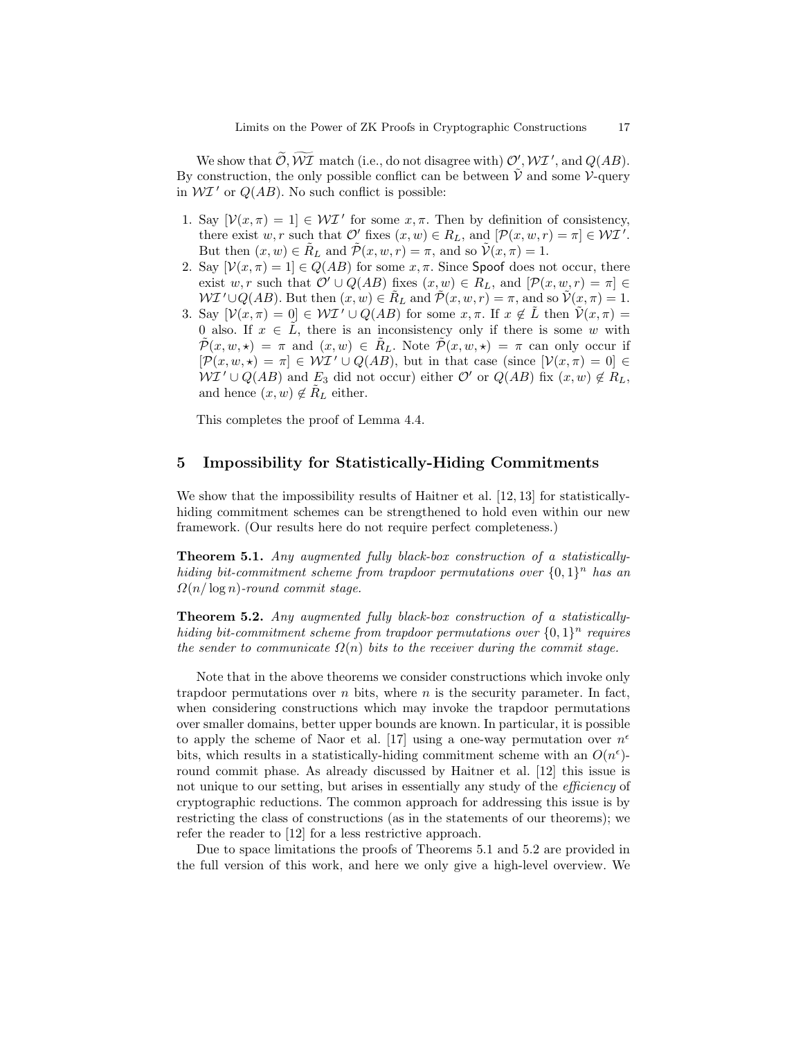We show that $\widetilde{\mathcal{O}}, \widetilde{\mathcal{WI}}$ match (i.e., do not disagree with) $\mathcal{O}', \mathcal{WI}'$, and $Q(AB)$. By construction, the only possible conflict can be between $\tilde{\mathcal{V}}$ and some $\mathcal{V}$-query in $\mathcal{WI}'$ or $Q(AB)$. No such conflict is possible:

1. Say $[\mathcal{V}(x, \pi) = 1] \in \mathcal{WI}'$ for some $x, \pi$. Then by definition of consistency, there exist $w, r$ such that $\mathcal{O}'$ fixes $(x, w) \in R_L$, and $[\mathcal{P}(x, w, r) = \pi] \in \mathcal{WI}'$. But then $(x, w) \in \tilde{R}_L$ and $\tilde{\mathcal{P}}(x, w, r) = \pi$, and so $\tilde{\mathcal{V}}(x, \pi) = 1$.
2. Say $[\mathcal{V}(x, \pi) = 1] \in Q(AB)$ for some $x, \pi$. Since Spoof does not occur, there exist $w, r$ such that $\mathcal{O}' \cup Q(AB)$ fixes $(x, w) \in R_L$, and $[\mathcal{P}(x, w, r) = \pi] \in \mathcal{WI}' \cup Q(AB)$. But then $(x, w) \in \tilde{R}_L$ and $\tilde{\mathcal{P}}(x, w, r) = \pi$, and so $\tilde{\mathcal{V}}(x, \pi) = 1$.
3. Say $[\mathcal{V}(x, \pi) = 0] \in \mathcal{WI}' \cup Q(AB)$ for some $x, \pi$. If $x \notin \tilde{L}$ then $\tilde{\mathcal{V}}(x, \pi) = 0$ also. If $x \in \tilde{L}$, there is an inconsistency only if there is some $w$ with $\tilde{\mathcal{P}}(x, w, \star) = \pi$ and $(x, w) \in \tilde{R}_L$. Note $\tilde{\mathcal{P}}(x, w, \star) = \pi$ can only occur if $[\mathcal{P}(x, w, \star) = \pi] \in \mathcal{WI}' \cup Q(AB)$, but in that case (since $[\mathcal{V}(x, \pi) = 0] \in \mathcal{WI}' \cup Q(AB)$ and $E_3$ did not occur) either $\mathcal{O}'$ or $Q(AB)$ fix $(x, w) \notin R_L$, and hence $(x, w) \notin \tilde{R}_L$ either.

This completes the proof of Lemma 4.4.

## 5 Impossibility for Statistically-Hiding Commitments

We show that the impossibility results of Haitner et al. [12, 13] for statistically-hiding commitment schemes can be strengthened to hold even within our new framework. (Our results here do not require perfect completeness.)

**Theorem 5.1.** *Any augmented fully black-box construction of a statistically-hiding bit-commitment scheme from trapdoor permutations over $\{0,1\}^n$ has an $\Omega(n/\log n)$-round commit stage.*

**Theorem 5.2.** *Any augmented fully black-box construction of a statistically-hiding bit-commitment scheme from trapdoor permutations over $\{0,1\}^n$ requires the sender to communicate $\Omega(n)$ bits to the receiver during the commit stage.*

Note that in the above theorems we consider constructions which invoke only trapdoor permutations over $n$ bits, where $n$ is the security parameter. In fact, when considering constructions which may invoke the trapdoor permutations over smaller domains, better upper bounds are known. In particular, it is possible to apply the scheme of Naor et al. [17] using a one-way permutation over $n^\epsilon$ bits, which results in a statistically-hiding commitment scheme with an $O(n^\epsilon)$-round commit phase. As already discussed by Haitner et al. [12] this issue is not unique to our setting, but arises in essentially any study of the *efficiency* of cryptographic reductions. The common approach for addressing this issue is by restricting the class of constructions (as in the statements of our theorems); we refer the reader to [12] for a less restrictive approach.

Due to space limitations the proofs of Theorems 5.1 and 5.2 are provided in the full version of this work, and here we only give a high-level overview. We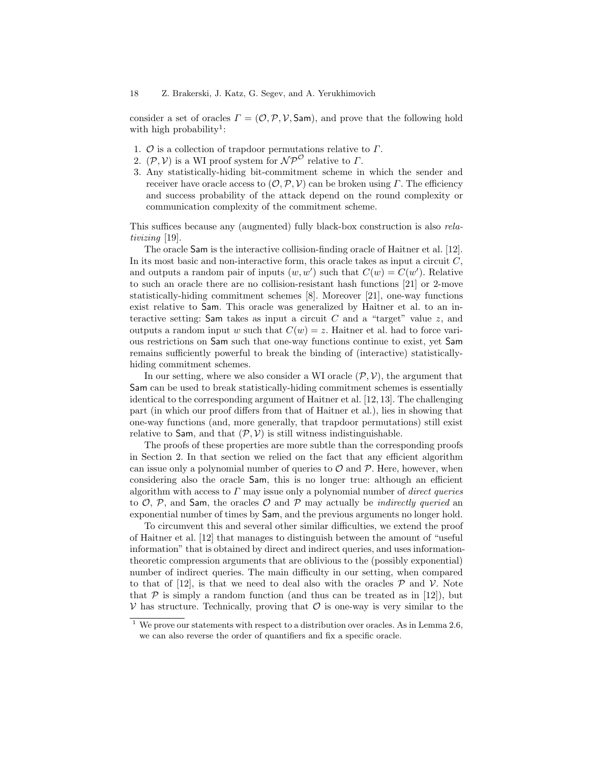consider a set of oracles $\Gamma = (\mathcal{O}, \mathcal{P}, \mathcal{V}, \mathsf{Sam})$, and prove that the following hold with high probability[1]:

1. $\mathcal{O}$ is a collection of trapdoor permutations relative to $\Gamma$.
2. $(\mathcal{P}, \mathcal{V})$ is a WI proof system for $\mathcal{NP}^{\mathcal{O}}$ relative to $\Gamma$.
3. Any statistically-hiding bit-commitment scheme in which the sender and receiver have oracle access to $(\mathcal{O}, \mathcal{P}, \mathcal{V})$ can be broken using $\Gamma$. The efficiency and success probability of the attack depend on the round complexity or communication complexity of the commitment scheme.

This suffices because any (augmented) fully black-box construction is also *relativizing* [19].

The oracle $\mathsf{Sam}$ is the interactive collision-finding oracle of Haitner et al. [12]. In its most basic and non-interactive form, this oracle takes as input a circuit $C$, and outputs a random pair of inputs $(w, w')$ such that $C(w) = C(w')$. Relative to such an oracle there are no collision-resistant hash functions [21] or 2-move statistically-hiding commitment schemes [8]. Moreover [21], one-way functions exist relative to $\mathsf{Sam}$. This oracle was generalized by Haitner et al. to an interactive setting: $\mathsf{Sam}$ takes as input a circuit $C$ and a "target" value $z$, and outputs a random input $w$ such that $C(w) = z$. Haitner et al. had to force various restrictions on $\mathsf{Sam}$ such that one-way functions continue to exist, yet $\mathsf{Sam}$ remains sufficiently powerful to break the binding of (interactive) statistically-hiding commitment schemes.

In our setting, where we also consider a WI oracle $(\mathcal{P}, \mathcal{V})$, the argument that $\mathsf{Sam}$ can be used to break statistically-hiding commitment schemes is essentially identical to the corresponding argument of Haitner et al. [12, 13]. The challenging part (in which our proof differs from that of Haitner et al.), lies in showing that one-way functions (and, more generally, that trapdoor permutations) still exist relative to $\mathsf{Sam}$, and that $(\mathcal{P}, \mathcal{V})$ is still witness indistinguishable.

The proofs of these properties are more subtle than the corresponding proofs in Section 2. In that section we relied on the fact that any efficient algorithm can issue only a polynomial number of queries to $\mathcal{O}$ and $\mathcal{P}$. Here, however, when considering also the oracle $\mathsf{Sam}$, this is no longer true: although an efficient algorithm with access to $\Gamma$ may issue only a polynomial number of *direct queries* to $\mathcal{O}$, $\mathcal{P}$, and $\mathsf{Sam}$, the oracles $\mathcal{O}$ and $\mathcal{P}$ may actually be *indirectly queried* an exponential number of times by $\mathsf{Sam}$, and the previous arguments no longer hold.

To circumvent this and several other similar difficulties, we extend the proof of Haitner et al. [12] that manages to distinguish between the amount of "useful information" that is obtained by direct and indirect queries, and uses information-theoretic compression arguments that are oblivious to the (possibly exponential) number of indirect queries. The main difficulty in our setting, when compared to that of [12], is that we need to deal also with the oracles $\mathcal{P}$ and $\mathcal{V}$. Note that $\mathcal{P}$ is simply a random function (and thus can be treated as in [12]), but $\mathcal{V}$ has structure. Technically, proving that $\mathcal{O}$ is one-way is very similar to the

[1] We prove our statements with respect to a distribution over oracles. As in Lemma 2.6, we can also reverse the order of quantifiers and fix a specific oracle.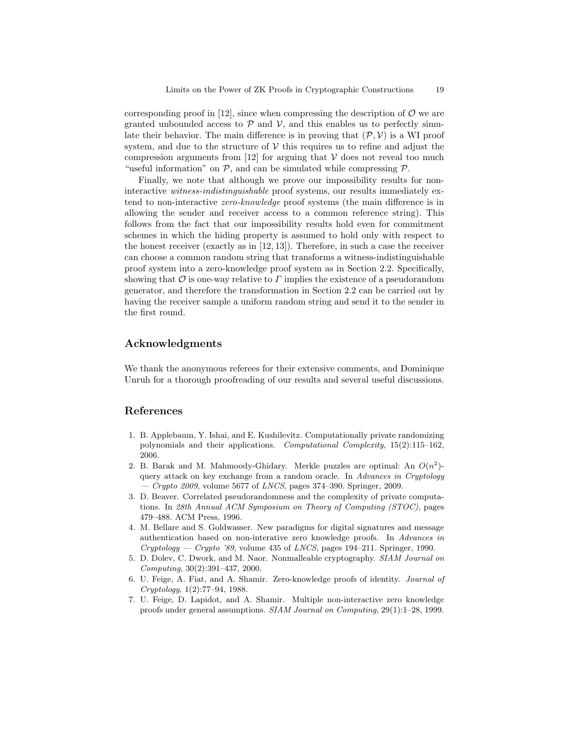corresponding proof in [12], since when compressing the description of $\mathcal{O}$ we are granted unbounded access to $\mathcal{P}$ and $\mathcal{V}$, and this enables us to perfectly simulate their behavior. The main difference is in proving that $(\mathcal{P}, \mathcal{V})$ is a WI proof system, and due to the structure of $\mathcal{V}$ this requires us to refine and adjust the compression arguments from [12] for arguing that $\mathcal{V}$ does not reveal too much "useful information" on $\mathcal{P}$, and can be simulated while compressing $\mathcal{P}$.

Finally, we note that although we prove our impossibility results for non-interactive *witness-indistinguishable* proof systems, our results immediately extend to non-interactive *zero-knowledge* proof systems (the main difference is in allowing the sender and receiver access to a common reference string). This follows from the fact that our impossibility results hold even for commitment schemes in which the hiding property is assumed to hold only with respect to the honest receiver (exactly as in [12, 13]). Therefore, in such a case the receiver can choose a common random string that transforms a witness-indistinguishable proof system into a zero-knowledge proof system as in Section 2.2. Specifically, showing that $\mathcal{O}$ is one-way relative to $\Gamma$ implies the existence of a pseudorandom generator, and therefore the transformation in Section 2.2 can be carried out by having the receiver sample a uniform random string and send it to the sender in the first round.

## Acknowledgments

We thank the anonymous referees for their extensive comments, and Dominique Unruh for a thorough proofreading of our results and several useful discussions.

## References

1. B. Applebaum, Y. Ishai, and E. Kushilevitz. Computationally private randomizing polynomials and their applications. *Computational Complexity*, 15(2):115–162, 2006.
2. B. Barak and M. Mahmoody-Ghidary. Merkle puzzles are optimal: An $O(n^2)$-query attack on key exchange from a random oracle. In *Advances in Cryptology — Crypto 2009*, volume 5677 of *LNCS*, pages 374–390. Springer, 2009.
3. D. Beaver. Correlated pseudorandomness and the complexity of private computations. In *28th Annual ACM Symposium on Theory of Computing (STOC)*, pages 479–488. ACM Press, 1996.
4. M. Bellare and S. Goldwasser. New paradigms for digital signatures and message authentication based on non-interative zero knowledge proofs. In *Advances in Cryptology — Crypto '89*, volume 435 of *LNCS*, pages 194–211. Springer, 1990.
5. D. Dolev, C. Dwork, and M. Naor. Nonmalleable cryptography. *SIAM Journal on Computing*, 30(2):391–437, 2000.
6. U. Feige, A. Fiat, and A. Shamir. Zero-knowledge proofs of identity. *Journal of Cryptology*, 1(2):77–94, 1988.
7. U. Feige, D. Lapidot, and A. Shamir. Multiple non-interactive zero knowledge proofs under general assumptions. *SIAM Journal on Computing*, 29(1):1–28, 1999.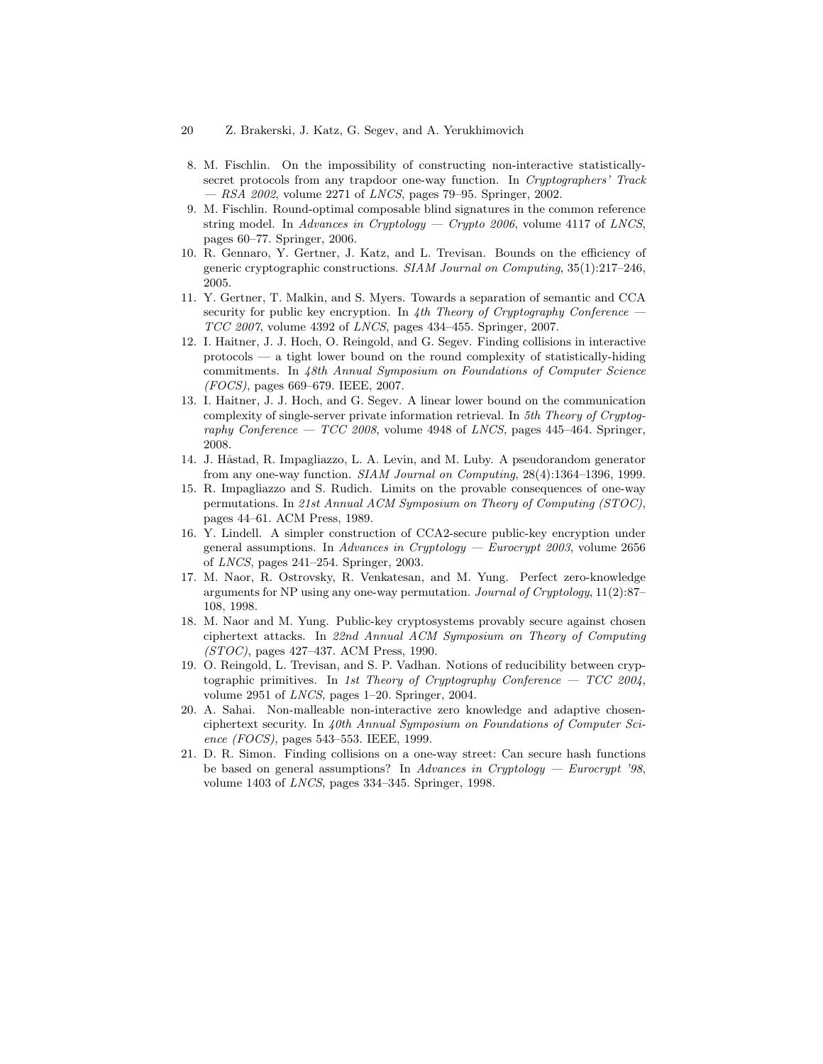8. M. Fischlin. On the impossibility of constructing non-interactive statistically-secret protocols from any trapdoor one-way function. In *Cryptographers' Track — RSA 2002*, volume 2271 of *LNCS*, pages 79–95. Springer, 2002.
9. M. Fischlin. Round-optimal composable blind signatures in the common reference string model. In *Advances in Cryptology — Crypto 2006*, volume 4117 of *LNCS*, pages 60–77. Springer, 2006.
10. R. Gennaro, Y. Gertner, J. Katz, and L. Trevisan. Bounds on the efficiency of generic cryptographic constructions. *SIAM Journal on Computing*, 35(1):217–246, 2005.
11. Y. Gertner, T. Malkin, and S. Myers. Towards a separation of semantic and CCA security for public key encryption. In *4th Theory of Cryptography Conference — TCC 2007*, volume 4392 of *LNCS*, pages 434–455. Springer, 2007.
12. I. Haitner, J. J. Hoch, O. Reingold, and G. Segev. Finding collisions in interactive protocols — a tight lower bound on the round complexity of statistically-hiding commitments. In *48th Annual Symposium on Foundations of Computer Science (FOCS)*, pages 669–679. IEEE, 2007.
13. I. Haitner, J. J. Hoch, and G. Segev. A linear lower bound on the communication complexity of single-server private information retrieval. In *5th Theory of Cryptography Conference — TCC 2008*, volume 4948 of *LNCS*, pages 445–464. Springer, 2008.
14. J. Håstad, R. Impagliazzo, L. A. Levin, and M. Luby. A pseudorandom generator from any one-way function. *SIAM Journal on Computing*, 28(4):1364–1396, 1999.
15. R. Impagliazzo and S. Rudich. Limits on the provable consequences of one-way permutations. In *21st Annual ACM Symposium on Theory of Computing (STOC)*, pages 44–61. ACM Press, 1989.
16. Y. Lindell. A simpler construction of CCA2-secure public-key encryption under general assumptions. In *Advances in Cryptology — Eurocrypt 2003*, volume 2656 of *LNCS*, pages 241–254. Springer, 2003.
17. M. Naor, R. Ostrovsky, R. Venkatesan, and M. Yung. Perfect zero-knowledge arguments for NP using any one-way permutation. *Journal of Cryptology*, 11(2):87–108, 1998.
18. M. Naor and M. Yung. Public-key cryptosystems provably secure against chosen ciphertext attacks. In *22nd Annual ACM Symposium on Theory of Computing (STOC)*, pages 427–437. ACM Press, 1990.
19. O. Reingold, L. Trevisan, and S. P. Vadhan. Notions of reducibility between cryptographic primitives. In *1st Theory of Cryptography Conference — TCC 2004*, volume 2951 of *LNCS*, pages 1–20. Springer, 2004.
20. A. Sahai. Non-malleable non-interactive zero knowledge and adaptive chosen-ciphertext security. In *40th Annual Symposium on Foundations of Computer Science (FOCS)*, pages 543–553. IEEE, 1999.
21. D. R. Simon. Finding collisions on a one-way street: Can secure hash functions be based on general assumptions? In *Advances in Cryptology — Eurocrypt '98*, volume 1403 of *LNCS*, pages 334–345. Springer, 1998.